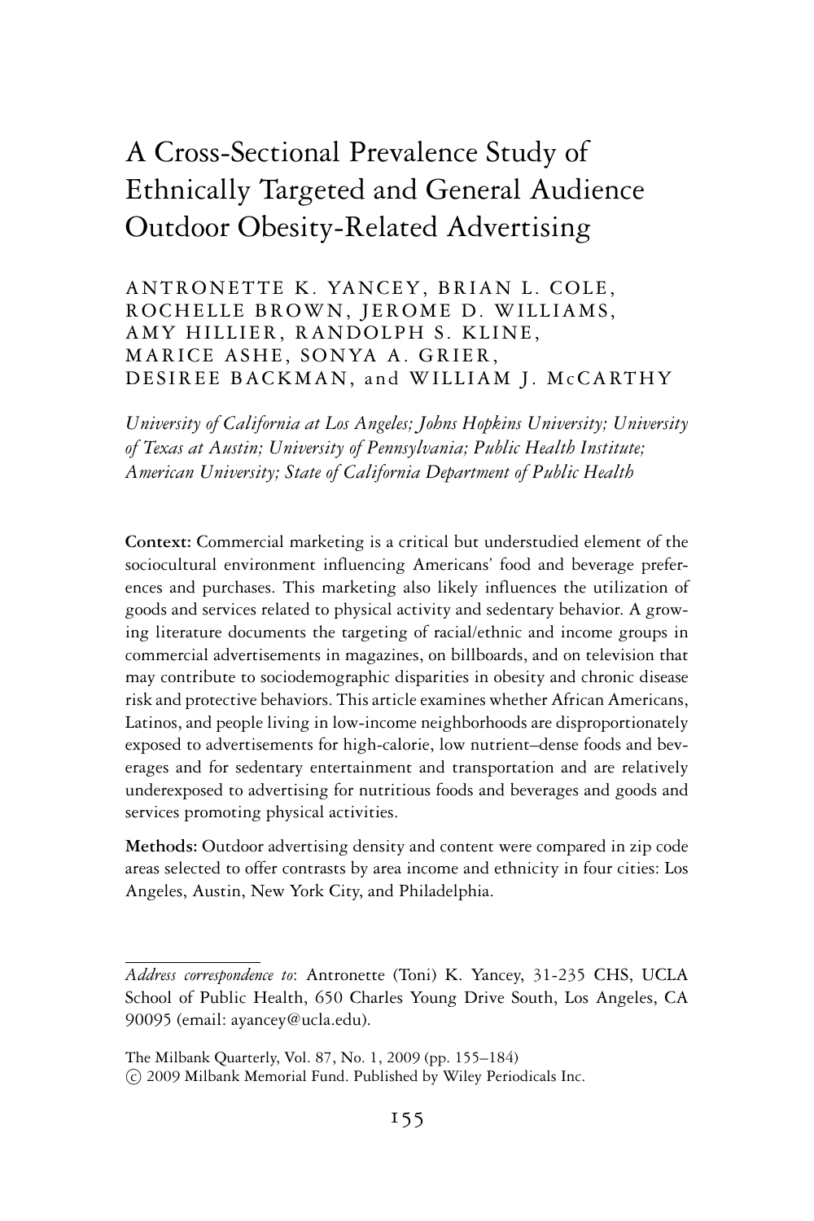# A Cross-Sectional Prevalence Study of Ethnically Targeted and General Audience Outdoor Obesity-Related Advertising

ANTRONETTE K. YANCEY, BRIAN L. COLE, ROCHELLE BROWN, JEROME D. WILLIAMS, AMY HILLIER, RANDOLPH S. KLINE, MARICE ASHE, SONYA A. GRIER, DESIREE BACKMAN, and WILLIAM J. McCARTHY

*University of California at Los Angeles; Johns Hopkins University; University of Texas at Austin; University of Pennsylvania; Public Health Institute; American University; State of California Department of Public Health*

**Context:** Commercial marketing is a critical but understudied element of the sociocultural environment influencing Americans' food and beverage preferences and purchases. This marketing also likely influences the utilization of goods and services related to physical activity and sedentary behavior. A growing literature documents the targeting of racial/ethnic and income groups in commercial advertisements in magazines, on billboards, and on television that may contribute to sociodemographic disparities in obesity and chronic disease risk and protective behaviors. This article examines whether African Americans, Latinos, and people living in low-income neighborhoods are disproportionately exposed to advertisements for high-calorie, low nutrient–dense foods and beverages and for sedentary entertainment and transportation and are relatively underexposed to advertising for nutritious foods and beverages and goods and services promoting physical activities.

**Methods:** Outdoor advertising density and content were compared in zip code areas selected to offer contrasts by area income and ethnicity in four cities: Los Angeles, Austin, New York City, and Philadelphia.

---

*Address correspondence to*: Antronette (Toni) K. Yancey, 31-235 CHS, UCLA School of Public Health, 650 Charles Young Drive South, Los Angeles, CA 90095 (email: ayancey@ucla.edu).

The Milbank Quarterly, Vol. 87, No. 1, 2009 (pp. 155–184)
© 2009 Milbank Memorial Fund. Published by Wiley Periodicals Inc.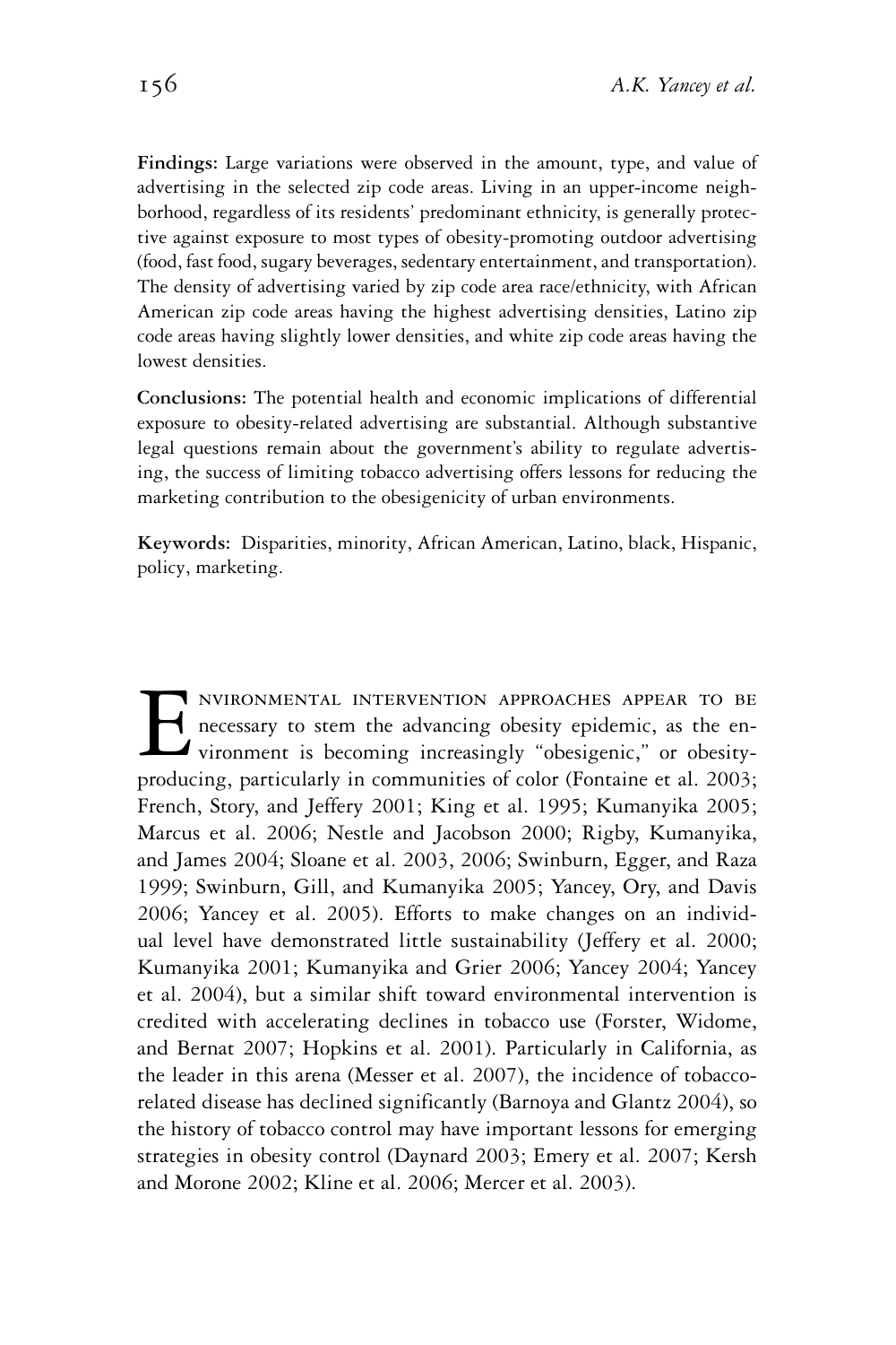**Findings:** Large variations were observed in the amount, type, and value of advertising in the selected zip code areas. Living in an upper-income neighborhood, regardless of its residents' predominant ethnicity, is generally protective against exposure to most types of obesity-promoting outdoor advertising (food, fast food, sugary beverages, sedentary entertainment, and transportation). The density of advertising varied by zip code area race/ethnicity, with African American zip code areas having the highest advertising densities, Latino zip code areas having slightly lower densities, and white zip code areas having the lowest densities.

**Conclusions:** The potential health and economic implications of differential exposure to obesity-related advertising are substantial. Although substantive legal questions remain about the government's ability to regulate advertising, the success of limiting tobacco advertising offers lessons for reducing the marketing contribution to the obesigenicity of urban environments.

**Keywords:** Disparities, minority, African American, Latino, black, Hispanic, policy, marketing.

Environmental intervention approaches appear to be necessary to stem the advancing obesity epidemic, as the environment is becoming increasingly "obesigenic," or obesity-producing, particularly in communities of color (Fontaine et al. 2003; French, Story, and Jeffery 2001; King et al. 1995; Kumanyika 2005; Marcus et al. 2006; Nestle and Jacobson 2000; Rigby, Kumanyika, and James 2004; Sloane et al. 2003, 2006; Swinburn, Egger, and Raza 1999; Swinburn, Gill, and Kumanyika 2005; Yancey, Ory, and Davis 2006; Yancey et al. 2005). Efforts to make changes on an individual level have demonstrated little sustainability (Jeffery et al. 2000; Kumanyika 2001; Kumanyika and Grier 2006; Yancey 2004; Yancey et al. 2004), but a similar shift toward environmental intervention is credited with accelerating declines in tobacco use (Forster, Widome, and Bernat 2007; Hopkins et al. 2001). Particularly in California, as the leader in this arena (Messer et al. 2007), the incidence of tobacco-related disease has declined significantly (Barnoya and Glantz 2004), so the history of tobacco control may have important lessons for emerging strategies in obesity control (Daynard 2003; Emery et al. 2007; Kersh and Morone 2002; Kline et al. 2006; Mercer et al. 2003).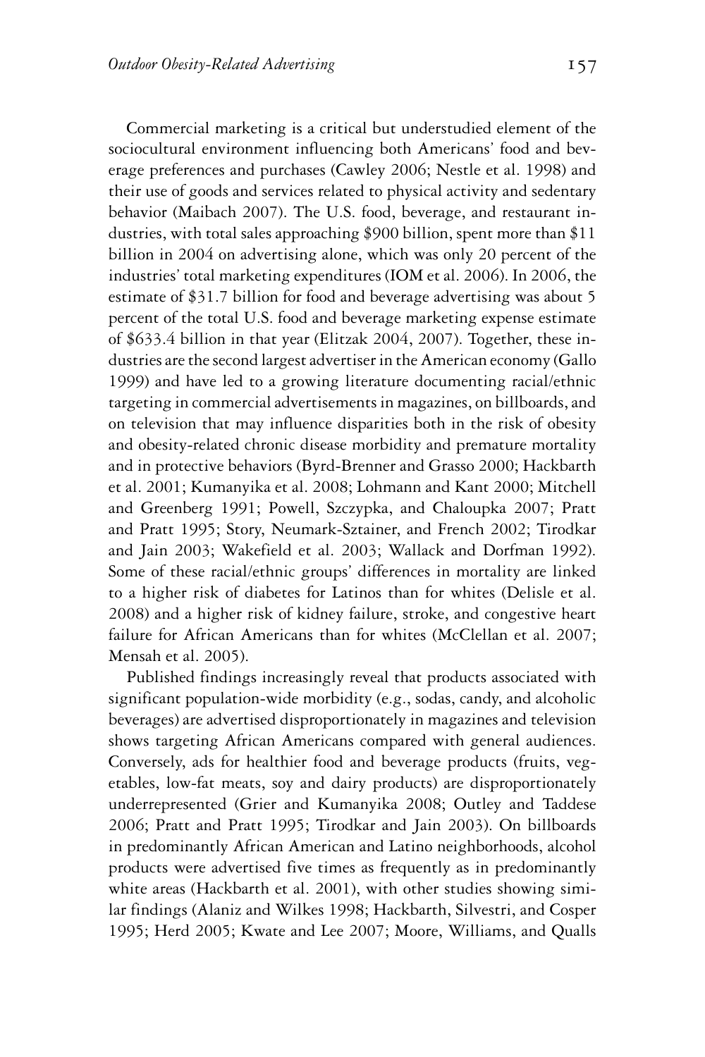Commercial marketing is a critical but understudied element of the sociocultural environment influencing both Americans' food and beverage preferences and purchases (Cawley 2006; Nestle et al. 1998) and their use of goods and services related to physical activity and sedentary behavior (Maibach 2007). The U.S. food, beverage, and restaurant industries, with total sales approaching $900 billion, spent more than $11 billion in 2004 on advertising alone, which was only 20 percent of the industries' total marketing expenditures (IOM et al. 2006). In 2006, the estimate of $31.7 billion for food and beverage advertising was about 5 percent of the total U.S. food and beverage marketing expense estimate of $633.4 billion in that year (Elitzak 2004, 2007). Together, these industries are the second largest advertiser in the American economy (Gallo 1999) and have led to a growing literature documenting racial/ethnic targeting in commercial advertisements in magazines, on billboards, and on television that may influence disparities both in the risk of obesity and obesity-related chronic disease morbidity and premature mortality and in protective behaviors (Byrd-Brenner and Grasso 2000; Hackbarth et al. 2001; Kumanyika et al. 2008; Lohmann and Kant 2000; Mitchell and Greenberg 1991; Powell, Szczypka, and Chaloupka 2007; Pratt and Pratt 1995; Story, Neumark-Sztainer, and French 2002; Tirodkar and Jain 2003; Wakefield et al. 2003; Wallack and Dorfman 1992). Some of these racial/ethnic groups' differences in mortality are linked to a higher risk of diabetes for Latinos than for whites (Delisle et al. 2008) and a higher risk of kidney failure, stroke, and congestive heart failure for African Americans than for whites (McClellan et al. 2007; Mensah et al. 2005).

Published findings increasingly reveal that products associated with significant population-wide morbidity (e.g., sodas, candy, and alcoholic beverages) are advertised disproportionately in magazines and television shows targeting African Americans compared with general audiences. Conversely, ads for healthier food and beverage products (fruits, vegetables, low-fat meats, soy and dairy products) are disproportionately underrepresented (Grier and Kumanyika 2008; Outley and Taddese 2006; Pratt and Pratt 1995; Tirodkar and Jain 2003). On billboards in predominantly African American and Latino neighborhoods, alcohol products were advertised five times as frequently as in predominantly white areas (Hackbarth et al. 2001), with other studies showing similar findings (Alaniz and Wilkes 1998; Hackbarth, Silvestri, and Cosper 1995; Herd 2005; Kwate and Lee 2007; Moore, Williams, and Qualls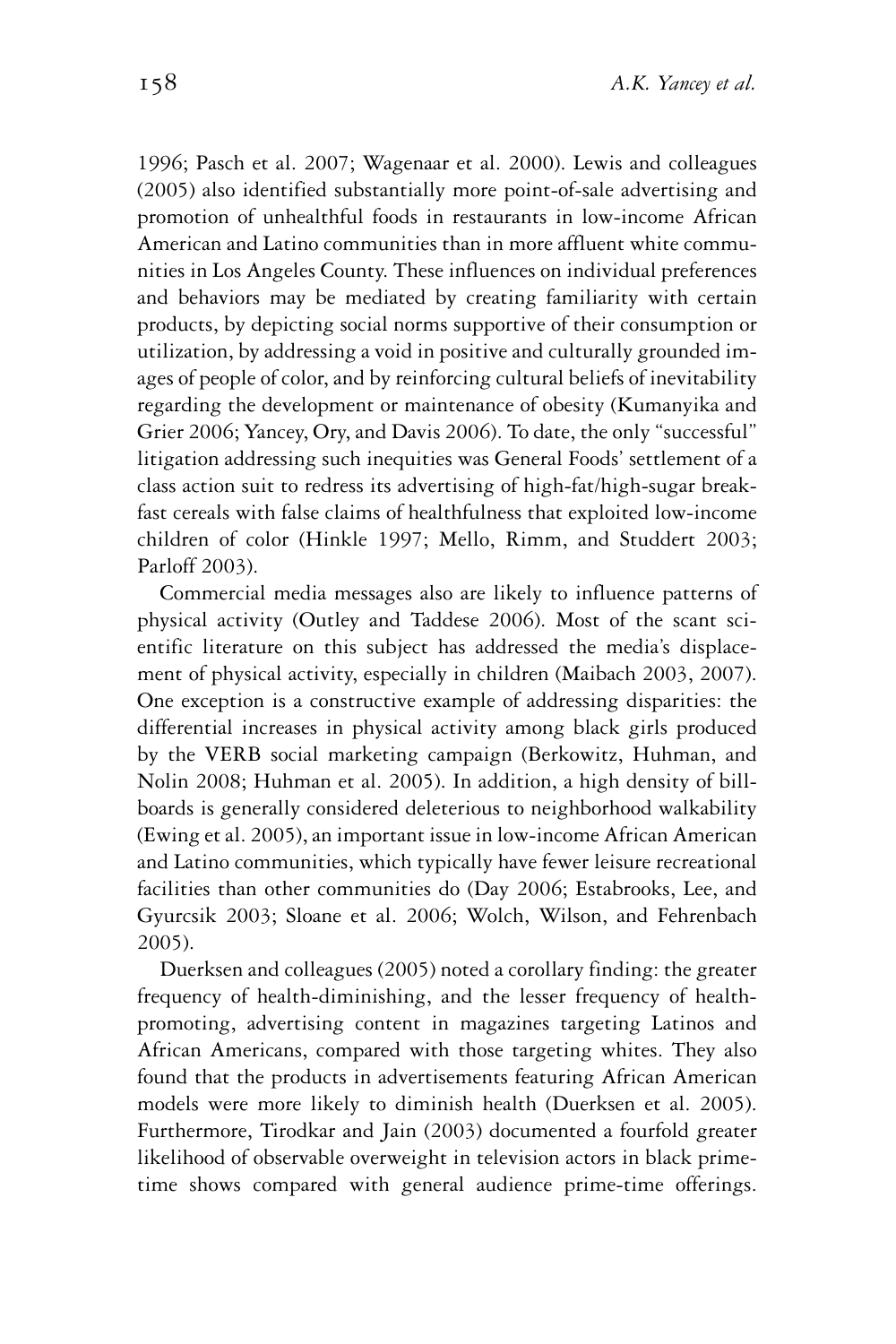1996; Pasch et al. 2007; Wagenaar et al. 2000). Lewis and colleagues (2005) also identified substantially more point-of-sale advertising and promotion of unhealthful foods in restaurants in low-income African American and Latino communities than in more affluent white communities in Los Angeles County. These influences on individual preferences and behaviors may be mediated by creating familiarity with certain products, by depicting social norms supportive of their consumption or utilization, by addressing a void in positive and culturally grounded images of people of color, and by reinforcing cultural beliefs of inevitability regarding the development or maintenance of obesity (Kumanyika and Grier 2006; Yancey, Ory, and Davis 2006). To date, the only "successful" litigation addressing such inequities was General Foods' settlement of a class action suit to redress its advertising of high-fat/high-sugar breakfast cereals with false claims of healthfulness that exploited low-income children of color (Hinkle 1997; Mello, Rimm, and Studdert 2003; Parloff 2003).

Commercial media messages also are likely to influence patterns of physical activity (Outley and Taddese 2006). Most of the scant scientific literature on this subject has addressed the media's displacement of physical activity, especially in children (Maibach 2003, 2007). One exception is a constructive example of addressing disparities: the differential increases in physical activity among black girls produced by the VERB social marketing campaign (Berkowitz, Huhman, and Nolin 2008; Huhman et al. 2005). In addition, a high density of billboards is generally considered deleterious to neighborhood walkability (Ewing et al. 2005), an important issue in low-income African American and Latino communities, which typically have fewer leisure recreational facilities than other communities do (Day 2006; Estabrooks, Lee, and Gyurcsik 2003; Sloane et al. 2006; Wolch, Wilson, and Fehrenbach 2005).

Duerksen and colleagues (2005) noted a corollary finding: the greater frequency of health-diminishing, and the lesser frequency of health-promoting, advertising content in magazines targeting Latinos and African Americans, compared with those targeting whites. They also found that the products in advertisements featuring African American models were more likely to diminish health (Duerksen et al. 2005). Furthermore, Tirodkar and Jain (2003) documented a fourfold greater likelihood of observable overweight in television actors in black prime-time shows compared with general audience prime-time offerings.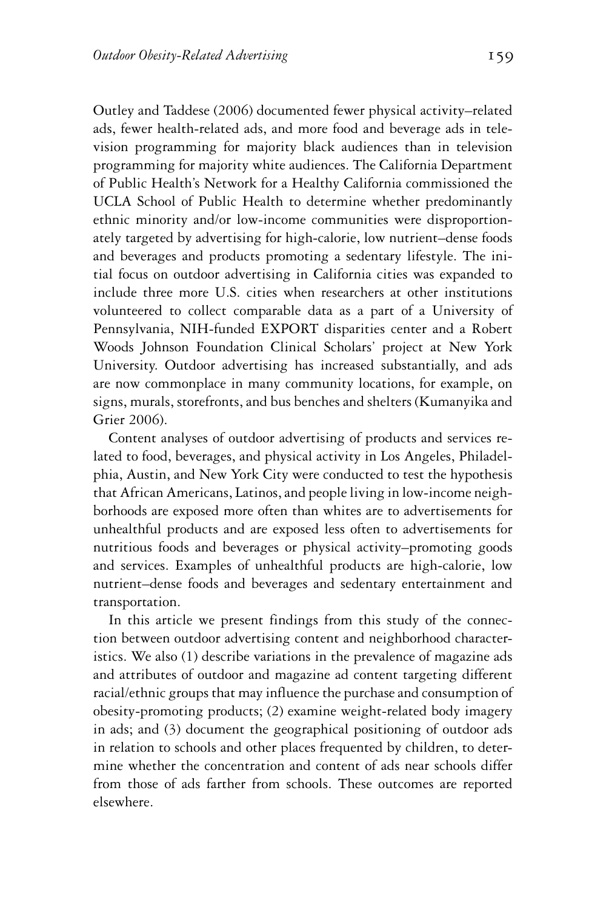Outley and Taddese (2006) documented fewer physical activity–related ads, fewer health-related ads, and more food and beverage ads in television programming for majority black audiences than in television programming for majority white audiences. The California Department of Public Health's Network for a Healthy California commissioned the UCLA School of Public Health to determine whether predominantly ethnic minority and/or low-income communities were disproportionately targeted by advertising for high-calorie, low nutrient–dense foods and beverages and products promoting a sedentary lifestyle. The initial focus on outdoor advertising in California cities was expanded to include three more U.S. cities when researchers at other institutions volunteered to collect comparable data as a part of a University of Pennsylvania, NIH-funded EXPORT disparities center and a Robert Woods Johnson Foundation Clinical Scholars' project at New York University. Outdoor advertising has increased substantially, and ads are now commonplace in many community locations, for example, on signs, murals, storefronts, and bus benches and shelters (Kumanyika and Grier 2006).

Content analyses of outdoor advertising of products and services related to food, beverages, and physical activity in Los Angeles, Philadelphia, Austin, and New York City were conducted to test the hypothesis that African Americans, Latinos, and people living in low-income neighborhoods are exposed more often than whites are to advertisements for unhealthful products and are exposed less often to advertisements for nutritious foods and beverages or physical activity–promoting goods and services. Examples of unhealthful products are high-calorie, low nutrient–dense foods and beverages and sedentary entertainment and transportation.

In this article we present findings from this study of the connection between outdoor advertising content and neighborhood characteristics. We also (1) describe variations in the prevalence of magazine ads and attributes of outdoor and magazine ad content targeting different racial/ethnic groups that may influence the purchase and consumption of obesity-promoting products; (2) examine weight-related body imagery in ads; and (3) document the geographical positioning of outdoor ads in relation to schools and other places frequented by children, to determine whether the concentration and content of ads near schools differ from those of ads farther from schools. These outcomes are reported elsewhere.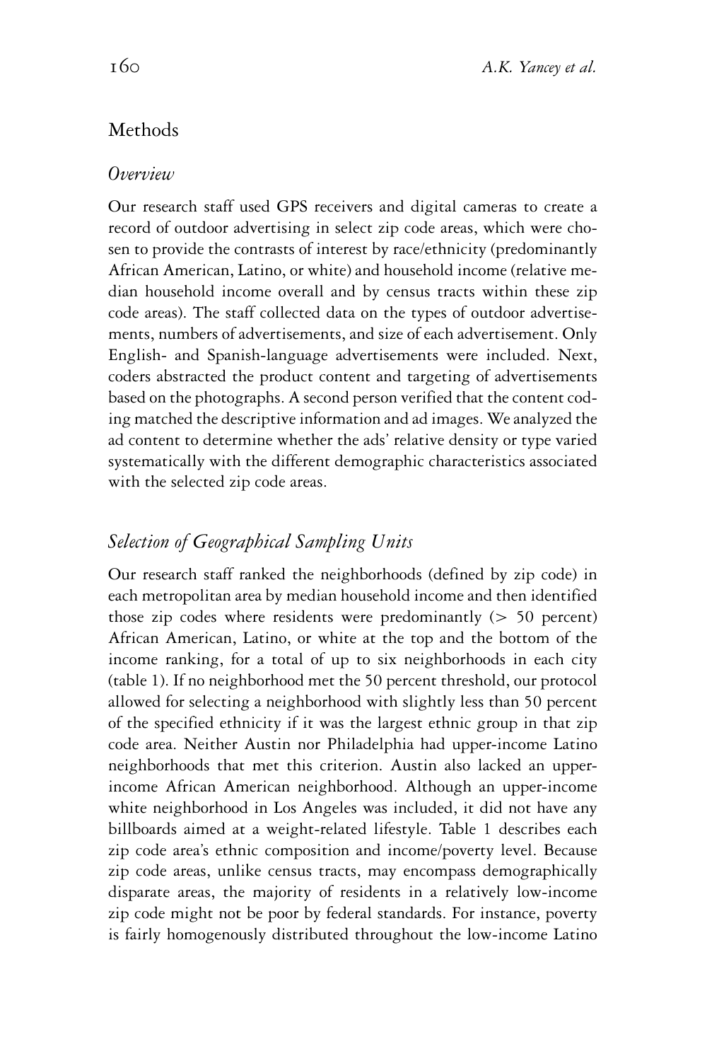## Methods

### *Overview*

Our research staff used GPS receivers and digital cameras to create a record of outdoor advertising in select zip code areas, which were chosen to provide the contrasts of interest by race/ethnicity (predominantly African American, Latino, or white) and household income (relative median household income overall and by census tracts within these zip code areas). The staff collected data on the types of outdoor advertisements, numbers of advertisements, and size of each advertisement. Only English- and Spanish-language advertisements were included. Next, coders abstracted the product content and targeting of advertisements based on the photographs. A second person verified that the content coding matched the descriptive information and ad images. We analyzed the ad content to determine whether the ads' relative density or type varied systematically with the different demographic characteristics associated with the selected zip code areas.

### *Selection of Geographical Sampling Units*

Our research staff ranked the neighborhoods (defined by zip code) in each metropolitan area by median household income and then identified those zip codes where residents were predominantly (> 50 percent) African American, Latino, or white at the top and the bottom of the income ranking, for a total of up to six neighborhoods in each city (table 1). If no neighborhood met the 50 percent threshold, our protocol allowed for selecting a neighborhood with slightly less than 50 percent of the specified ethnicity if it was the largest ethnic group in that zip code area. Neither Austin nor Philadelphia had upper-income Latino neighborhoods that met this criterion. Austin also lacked an upper-income African American neighborhood. Although an upper-income white neighborhood in Los Angeles was included, it did not have any billboards aimed at a weight-related lifestyle. Table 1 describes each zip code area's ethnic composition and income/poverty level. Because zip code areas, unlike census tracts, may encompass demographically disparate areas, the majority of residents in a relatively low-income zip code might not be poor by federal standards. For instance, poverty is fairly homogenously distributed throughout the low-income Latino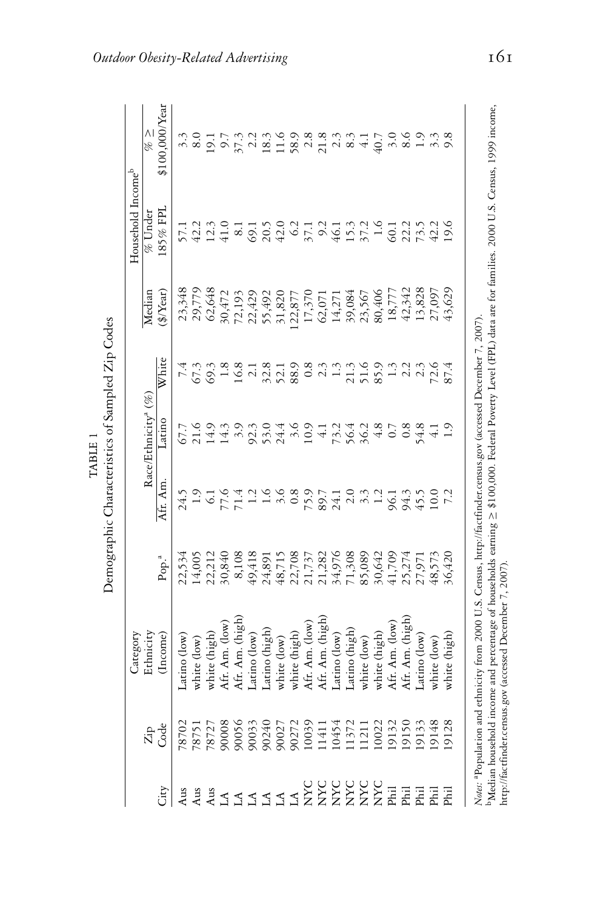TABLE 1

Demographic Characteristics of Sampled Zip Codes

| City | Zip Code | Category Ethnicity (Income) | Pop.[a] | Race/Ethnicity[a] (%) | | | Household Income[b] | | |
|---|---|---|---|---|---|---|---|---|---|
| | | | | Afr. Am. | Latino | White | Median ($/Year) | % Under 185% FPL | % ≥ $100,000/Year |
| Aus | 78702 | Latino (low) | 22,534 | 24.5 | 67.7 | 7.4 | 23,348 | 57.1 | 3.3 |
| Aus | 78751 | white (low) | 14,005 | 1.9 | 21.6 | 67.3 | 29,779 | 42.2 | 8.0 |
| Aus | 78727 | white (high) | 22,212 | 6.1 | 14.9 | 69.3 | 62,648 | 12.3 | 19.1 |
| LA | 90008 | Afr. Am. (low) | 30,840 | 77.6 | 14.3 | 1.8 | 30,472 | 41.0 | 9.7 |
| LA | 90056 | Afr. Am. (high) | 8,108 | 71.4 | 3.9 | 16.8 | 72,193 | 8.1 | 37.3 |
| LA | 90033 | Latino (low) | 49,418 | 1.2 | 92.3 | 2.1 | 22,429 | 69.1 | 2.2 |
| LA | 90240 | Latino (high) | 24,891 | 1.6 | 53.0 | 32.8 | 55,492 | 20.5 | 18.3 |
| LA | 90027 | white (low) | 48,715 | 3.6 | 24.4 | 52.1 | 31,820 | 42.0 | 11.6 |
| LA | 90272 | white (high) | 22,708 | 0.8 | 3.6 | 88.9 | 122,877 | 6.2 | 58.9 |
| NYC | 10039 | Afr. Am. (low) | 21,737 | 75.9 | 10.9 | 0.8 | 17,370 | 37.1 | 2.8 |
| NYC | 11411 | Afr. Am. (high) | 21,282 | 89.7 | 4.1 | 2.3 | 62,071 | 9.2 | 21.8 |
| NYC | 10454 | Latino (low) | 34,976 | 24.1 | 73.2 | 1.3 | 14,271 | 46.1 | 2.3 |
| NYC | 11372 | Latino (high) | 71,308 | 2.0 | 56.4 | 21.3 | 39,084 | 15.3 | 8.3 |
| NYC | 11211 | white (low) | 85,089 | 3.3 | 36.2 | 51.6 | 23,567 | 37.2 | 4.1 |
| NYC | 10022 | white (high) | 30,642 | 1.2 | 4.8 | 85.9 | 80,406 | 1.6 | 40.7 |
| Phil | 19132 | Afr. Am. (low) | 41,709 | 96.1 | 0.7 | 1.3 | 18,777 | 60.1 | 3.0 |
| Phil | 19150 | Afr. Am. (high) | 25,274 | 94.3 | 0.8 | 2.2 | 42,342 | 22.2 | 8.6 |
| Phil | 19133 | Latino (low) | 27,971 | 45.5 | 54.8 | 2.3 | 13,828 | 73.5 | 1.9 |
| Phil | 19148 | white (low) | 48,573 | 10.0 | 4.1 | 72.6 | 27,097 | 42.2 | 3.3 |
| Phil | 19128 | white (high) | 36,420 | 7.2 | 1.9 | 87.4 | 43,629 | 19.6 | 9.8 |

*Notes:* [a]Population and ethnicity from 2000 U.S. Census, http://factfinder.census.gov (accessed December 7, 2007).

[b]Median household income and percentage of households earning ≥ $100,000. Federal Poverty Level (FPL) data are for families. 2000 U.S. Census, 1999 income, http://factfinder.census.gov (accessed December 7, 2007).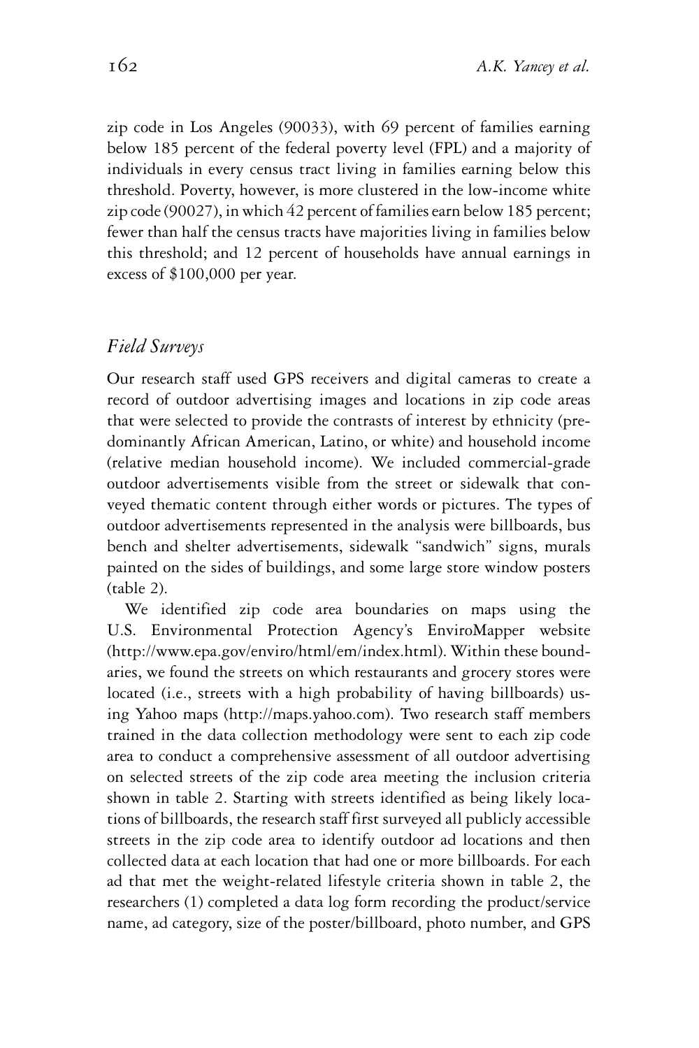zip code in Los Angeles (90033), with 69 percent of families earning below 185 percent of the federal poverty level (FPL) and a majority of individuals in every census tract living in families earning below this threshold. Poverty, however, is more clustered in the low-income white zip code (90027), in which 42 percent of families earn below 185 percent; fewer than half the census tracts have majorities living in families below this threshold; and 12 percent of households have annual earnings in excess of $100,000 per year.

## *Field Surveys*

Our research staff used GPS receivers and digital cameras to create a record of outdoor advertising images and locations in zip code areas that were selected to provide the contrasts of interest by ethnicity (predominantly African American, Latino, or white) and household income (relative median household income). We included commercial-grade outdoor advertisements visible from the street or sidewalk that conveyed thematic content through either words or pictures. The types of outdoor advertisements represented in the analysis were billboards, bus bench and shelter advertisements, sidewalk "sandwich" signs, murals painted on the sides of buildings, and some large store window posters (table 2).

We identified zip code area boundaries on maps using the U.S. Environmental Protection Agency's EnviroMapper website (http://www.epa.gov/enviro/html/em/index.html). Within these boundaries, we found the streets on which restaurants and grocery stores were located (i.e., streets with a high probability of having billboards) using Yahoo maps (http://maps.yahoo.com). Two research staff members trained in the data collection methodology were sent to each zip code area to conduct a comprehensive assessment of all outdoor advertising on selected streets of the zip code area meeting the inclusion criteria shown in table 2. Starting with streets identified as being likely locations of billboards, the research staff first surveyed all publicly accessible streets in the zip code area to identify outdoor ad locations and then collected data at each location that had one or more billboards. For each ad that met the weight-related lifestyle criteria shown in table 2, the researchers (1) completed a data log form recording the product/service name, ad category, size of the poster/billboard, photo number, and GPS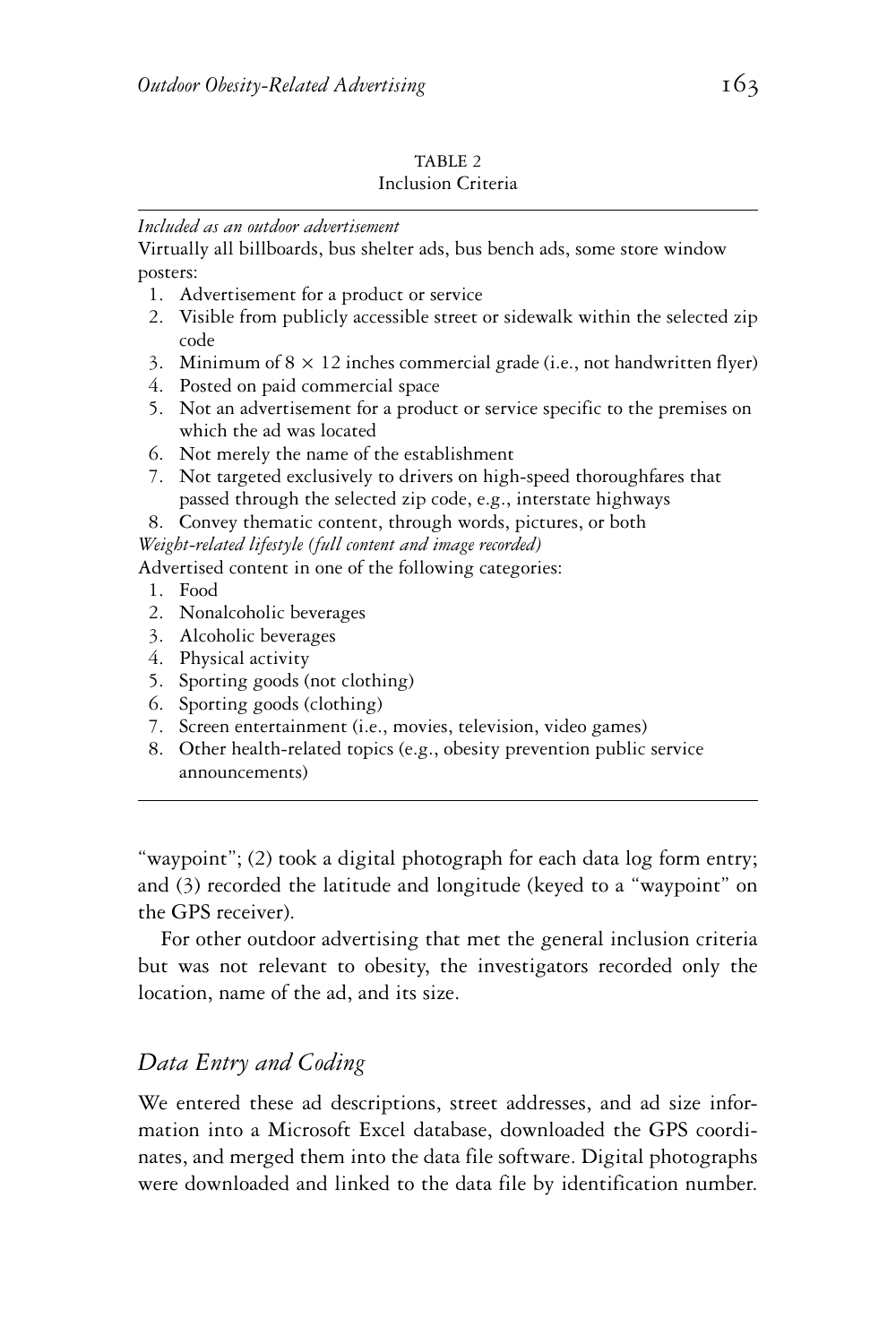TABLE 2
Inclusion Criteria

*Included as an outdoor advertisement*

Virtually all billboards, bus shelter ads, bus bench ads, some store window posters:

1. Advertisement for a product or service
2. Visible from publicly accessible street or sidewalk within the selected zip code
3. Minimum of $8 \times 12$ inches commercial grade (i.e., not handwritten flyer)
4. Posted on paid commercial space
5. Not an advertisement for a product or service specific to the premises on which the ad was located
6. Not merely the name of the establishment
7. Not targeted exclusively to drivers on high-speed thoroughfares that passed through the selected zip code, e.g., interstate highways
8. Convey thematic content, through words, pictures, or both

*Weight-related lifestyle (full content and image recorded)*

Advertised content in one of the following categories:

1. Food
2. Nonalcoholic beverages
3. Alcoholic beverages
4. Physical activity
5. Sporting goods (not clothing)
6. Sporting goods (clothing)
7. Screen entertainment (i.e., movies, television, video games)
8. Other health-related topics (e.g., obesity prevention public service announcements)

"waypoint"; (2) took a digital photograph for each data log form entry; and (3) recorded the latitude and longitude (keyed to a "waypoint" on the GPS receiver).

For other outdoor advertising that met the general inclusion criteria but was not relevant to obesity, the investigators recorded only the location, name of the ad, and its size.

## *Data Entry and Coding*

We entered these ad descriptions, street addresses, and ad size information into a Microsoft Excel database, downloaded the GPS coordinates, and merged them into the data file software. Digital photographs were downloaded and linked to the data file by identification number.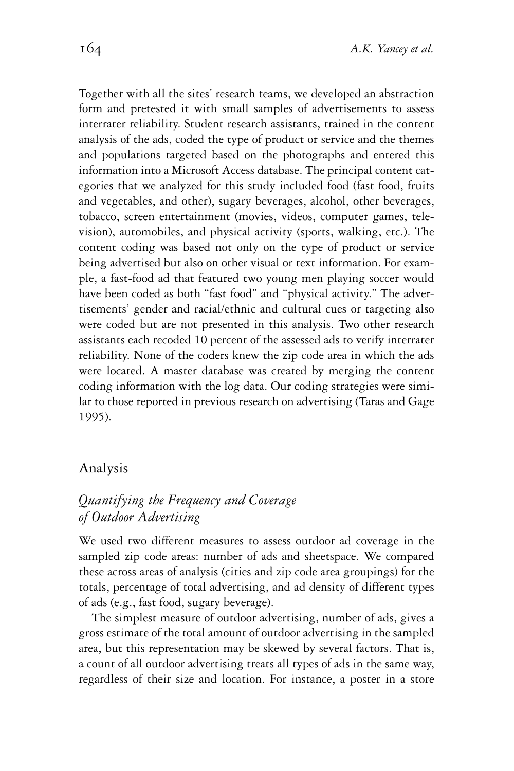Together with all the sites' research teams, we developed an abstraction form and pretested it with small samples of advertisements to assess interrater reliability. Student research assistants, trained in the content analysis of the ads, coded the type of product or service and the themes and populations targeted based on the photographs and entered this information into a Microsoft Access database. The principal content categories that we analyzed for this study included food (fast food, fruits and vegetables, and other), sugary beverages, alcohol, other beverages, tobacco, screen entertainment (movies, videos, computer games, television), automobiles, and physical activity (sports, walking, etc.). The content coding was based not only on the type of product or service being advertised but also on other visual or text information. For example, a fast-food ad that featured two young men playing soccer would have been coded as both "fast food" and "physical activity." The advertisements' gender and racial/ethnic and cultural cues or targeting also were coded but are not presented in this analysis. Two other research assistants each recoded 10 percent of the assessed ads to verify interrater reliability. None of the coders knew the zip code area in which the ads were located. A master database was created by merging the content coding information with the log data. Our coding strategies were similar to those reported in previous research on advertising (Taras and Gage 1995).

## Analysis

### *Quantifying the Frequency and Coverage of Outdoor Advertising*

We used two different measures to assess outdoor ad coverage in the sampled zip code areas: number of ads and sheetspace. We compared these across areas of analysis (cities and zip code area groupings) for the totals, percentage of total advertising, and ad density of different types of ads (e.g., fast food, sugary beverage).

The simplest measure of outdoor advertising, number of ads, gives a gross estimate of the total amount of outdoor advertising in the sampled area, but this representation may be skewed by several factors. That is, a count of all outdoor advertising treats all types of ads in the same way, regardless of their size and location. For instance, a poster in a store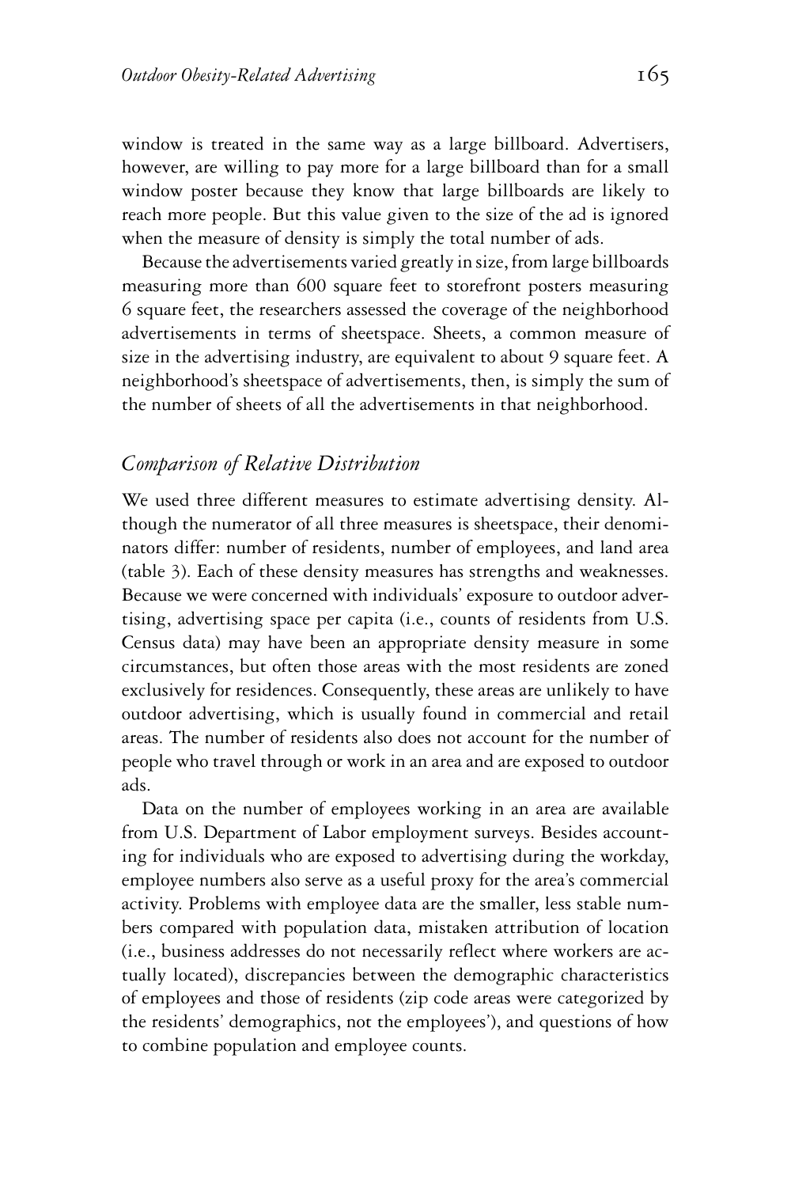window is treated in the same way as a large billboard. Advertisers, however, are willing to pay more for a large billboard than for a small window poster because they know that large billboards are likely to reach more people. But this value given to the size of the ad is ignored when the measure of density is simply the total number of ads.

Because the advertisements varied greatly in size, from large billboards measuring more than 600 square feet to storefront posters measuring 6 square feet, the researchers assessed the coverage of the neighborhood advertisements in terms of sheetspace. Sheets, a common measure of size in the advertising industry, are equivalent to about 9 square feet. A neighborhood's sheetspace of advertisements, then, is simply the sum of the number of sheets of all the advertisements in that neighborhood.

## *Comparison of Relative Distribution*

We used three different measures to estimate advertising density. Although the numerator of all three measures is sheetspace, their denominators differ: number of residents, number of employees, and land area (table 3). Each of these density measures has strengths and weaknesses. Because we were concerned with individuals' exposure to outdoor advertising, advertising space per capita (i.e., counts of residents from U.S. Census data) may have been an appropriate density measure in some circumstances, but often those areas with the most residents are zoned exclusively for residences. Consequently, these areas are unlikely to have outdoor advertising, which is usually found in commercial and retail areas. The number of residents also does not account for the number of people who travel through or work in an area and are exposed to outdoor ads.

Data on the number of employees working in an area are available from U.S. Department of Labor employment surveys. Besides accounting for individuals who are exposed to advertising during the workday, employee numbers also serve as a useful proxy for the area's commercial activity. Problems with employee data are the smaller, less stable numbers compared with population data, mistaken attribution of location (i.e., business addresses do not necessarily reflect where workers are actually located), discrepancies between the demographic characteristics of employees and those of residents (zip code areas were categorized by the residents' demographics, not the employees'), and questions of how to combine population and employee counts.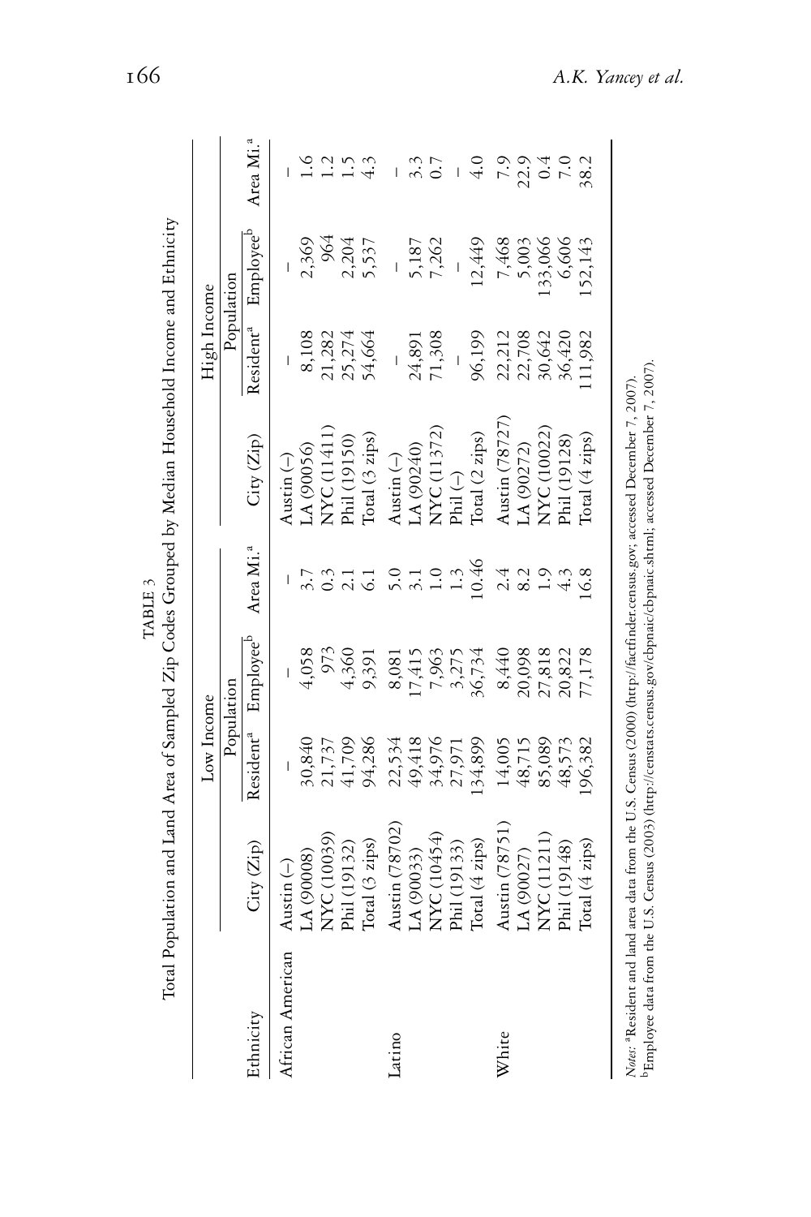TABLE 3

Total Population and Land Area of Sampled Zip Codes Grouped by Median Household Income and Ethnicity

| | Low Income | | | | High Income | | | |
|---|---|---|---|---|---|---|---|---|
| | | Population | | | | Population | | |
| Ethnicity | City (Zip) | Resident[a] | Employee[b] | Area Mi.[a] | City (Zip) | Resident[a] | Employee[b] | Area Mi.[a] |
| African American | Austin (–) | – | – | – | Austin (–) | – | – | – |
| | LA (90008) | 30,840 | 4,058 | 3.7 | LA (90056) | 8,108 | 2,369 | 1.6 |
| | NYC (10039) | 21,737 | 973 | 0.3 | NYC (11411) | 21,282 | 964 | 1.2 |
| | Phil (19132) | 41,709 | 4,360 | 2.1 | Phil (19150) | 25,274 | 2,204 | 1.5 |
| | Total (3 zips) | 94,286 | 9,391 | 6.1 | Total (3 zips) | 54,664 | 5,537 | 4.3 |
| Latino | Austin (78702) | 22,534 | 8,081 | 5.0 | Austin (–) | – | – | – |
| | LA (90033) | 49,418 | 17,415 | 3.1 | LA (90240) | 24,891 | 5,187 | 3.3 |
| | NYC (10454) | 34,976 | 7,963 | 1.0 | NYC (11372) | 71,308 | 7,262 | 0.7 |
| | Phil (19133) | 27,971 | 3,275 | 1.3 | Phil (–) | – | – | – |
| | Total (4 zips) | 134,899 | 36,734 | 10.46 | Total (2 zips) | 96,199 | 12,449 | 4.0 |
| White | Austin (78751) | 14,005 | 8,440 | 2.4 | Austin (78727) | 22,212 | 7,468 | 7.9 |
| | LA (90027) | 48,715 | 20,098 | 8.2 | LA (90272) | 22,708 | 5,003 | 22.9 |
| | NYC (11211) | 85,089 | 27,818 | 1.9 | NYC (10022) | 30,642 | 133,066 | 0.4 |
| | Phil (19148) | 48,573 | 20,822 | 4.3 | Phil (19128) | 36,420 | 6,606 | 7.0 |
| | Total (4 zips) | 196,382 | 77,178 | 16.8 | Total (4 zips) | 111,982 | 152,143 | 38.2 |

*Notes:* [a]Resident and land area data from the U.S. Census (2000) (http://factfinder.census.gov; accessed December 7, 2007).
[b]Employee data from the U.S. Census (2003) (http://censtats.census.gov/cbpnaic/cbpnaic.shtml; accessed December 7, 2007).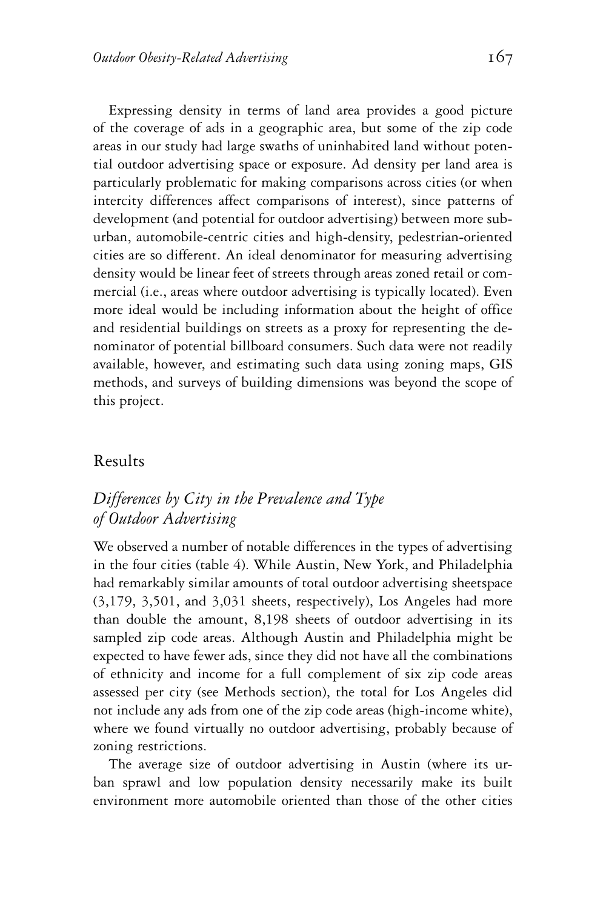Expressing density in terms of land area provides a good picture of the coverage of ads in a geographic area, but some of the zip code areas in our study had large swaths of uninhabited land without potential outdoor advertising space or exposure. Ad density per land area is particularly problematic for making comparisons across cities (or when intercity differences affect comparisons of interest), since patterns of development (and potential for outdoor advertising) between more suburban, automobile-centric cities and high-density, pedestrian-oriented cities are so different. An ideal denominator for measuring advertising density would be linear feet of streets through areas zoned retail or commercial (i.e., areas where outdoor advertising is typically located). Even more ideal would be including information about the height of office and residential buildings on streets as a proxy for representing the denominator of potential billboard consumers. Such data were not readily available, however, and estimating such data using zoning maps, GIS methods, and surveys of building dimensions was beyond the scope of this project.

## Results

### *Differences by City in the Prevalence and Type of Outdoor Advertising*

We observed a number of notable differences in the types of advertising in the four cities (table 4). While Austin, New York, and Philadelphia had remarkably similar amounts of total outdoor advertising sheetspace (3,179, 3,501, and 3,031 sheets, respectively), Los Angeles had more than double the amount, 8,198 sheets of outdoor advertising in its sampled zip code areas. Although Austin and Philadelphia might be expected to have fewer ads, since they did not have all the combinations of ethnicity and income for a full complement of six zip code areas assessed per city (see Methods section), the total for Los Angeles did not include any ads from one of the zip code areas (high-income white), where we found virtually no outdoor advertising, probably because of zoning restrictions.

The average size of outdoor advertising in Austin (where its urban sprawl and low population density necessarily make its built environment more automobile oriented than those of the other cities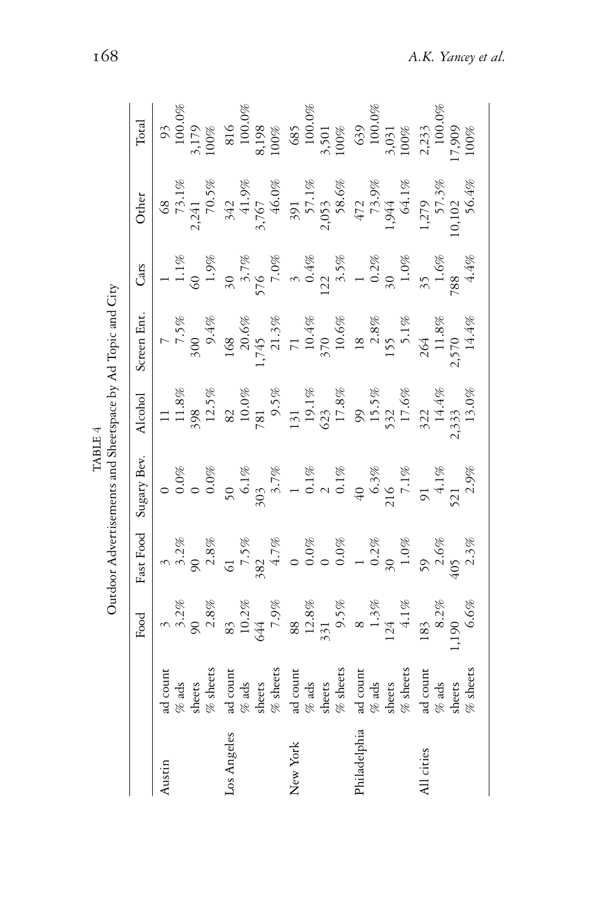TABLE 4
Outdoor Advertisements and Sheetspace by Ad Topic and City

| | | Food | Fast Food | Sugary Bev. | Alcohol | Screen Ent. | Cars | Other | Total |
|---|---|---|---|---|---|---|---|---|---|
| Austin | ad count | 3 | 3 | 0 | 11 | 7 | 1 | 68 | 93 |
| | % ads | 3.2% | 3.2% | 0.0% | 11.8% | 7.5% | 1.1% | 73.1% | 100.0% |
| | sheets | 90 | 90 | 0 | 398 | 300 | 60 | 2,241 | 3,179 |
| | % sheets | 2.8% | 2.8% | 0.0% | 12.5% | 9.4% | 1.9% | 70.5% | 100% |
| Los Angeles | ad count | 83 | 61 | 50 | 82 | 168 | 30 | 342 | 816 |
| | % ads | 10.2% | 7.5% | 6.1% | 10.0% | 20.6% | 3.7% | 41.9% | 100.0% |
| | sheets | 644 | 382 | 303 | 781 | 1,745 | 576 | 3,767 | 8,198 |
| | % sheets | 7.9% | 4.7% | 3.7% | 9.5% | 21.3% | 7.0% | 46.0% | 100% |
| New York | ad count | 88 | 0 | 1 | 131 | 71 | 3 | 391 | 685 |
| | % ads | 12.8% | 0.0% | 0.1% | 19.1% | 10.4% | 0.4% | 57.1% | 100.0% |
| | sheets | 331 | 0 | 2 | 623 | 370 | 122 | 2,053 | 3,501 |
| | % sheets | 9.5% | 0.0% | 0.1% | 17.8% | 10.6% | 3.5% | 58.6% | 100% |
| Philadelphia | ad count | 8 | 1 | 40 | 99 | 18 | 1 | 472 | 639 |
| | % ads | 1.3% | 0.2% | 6.3% | 15.5% | 2.8% | 0.2% | 73.9% | 100.0% |
| | sheets | 124 | 30 | 216 | 532 | 155 | 30 | 1,944 | 3,031 |
| | % sheets | 4.1% | 1.0% | 7.1% | 17.6% | 5.1% | 1.0% | 64.1% | 100% |
| All cities | ad count | 183 | 59 | 91 | 322 | 264 | 35 | 1,279 | 2,233 |
| | % ads | 8.2% | 2.6% | 4.1% | 14.4% | 11.8% | 1.6% | 57.3% | 100.0% |
| | sheets | 1,190 | 405 | 521 | 2,333 | 2,570 | 788 | 10,102 | 17,909 |
| | % sheets | 6.6% | 2.3% | 2.9% | 13.0% | 14.4% | 4.4% | 56.4% | 100% |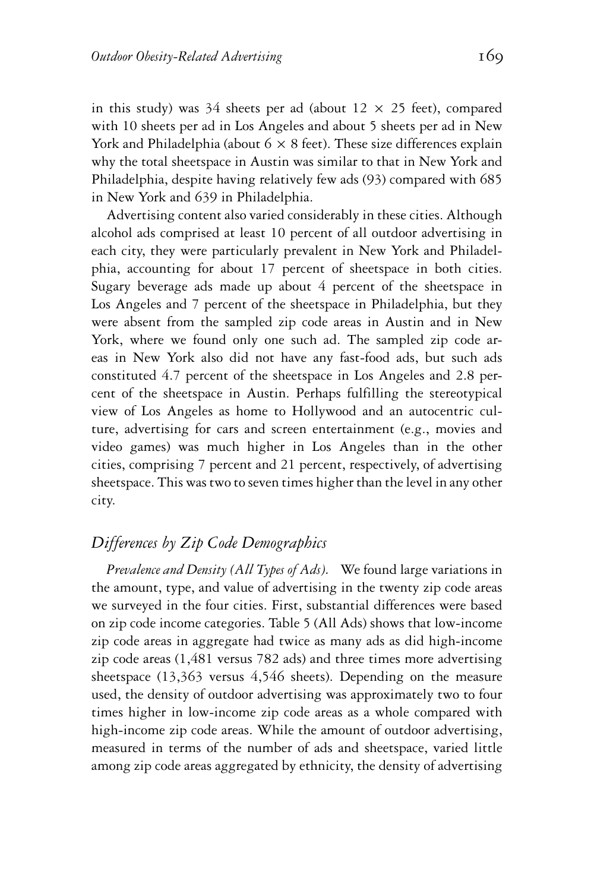in this study) was 34 sheets per ad (about 12 × 25 feet), compared with 10 sheets per ad in Los Angeles and about 5 sheets per ad in New York and Philadelphia (about 6 × 8 feet). These size differences explain why the total sheetspace in Austin was similar to that in New York and Philadelphia, despite having relatively few ads (93) compared with 685 in New York and 639 in Philadelphia.

Advertising content also varied considerably in these cities. Although alcohol ads comprised at least 10 percent of all outdoor advertising in each city, they were particularly prevalent in New York and Philadelphia, accounting for about 17 percent of sheetspace in both cities. Sugary beverage ads made up about 4 percent of the sheetspace in Los Angeles and 7 percent of the sheetspace in Philadelphia, but they were absent from the sampled zip code areas in Austin and in New York, where we found only one such ad. The sampled zip code areas in New York also did not have any fast-food ads, but such ads constituted 4.7 percent of the sheetspace in Los Angeles and 2.8 percent of the sheetspace in Austin. Perhaps fulfilling the stereotypical view of Los Angeles as home to Hollywood and an autocentric culture, advertising for cars and screen entertainment (e.g., movies and video games) was much higher in Los Angeles than in the other cities, comprising 7 percent and 21 percent, respectively, of advertising sheetspace. This was two to seven times higher than the level in any other city.

## *Differences by Zip Code Demographics*

*Prevalence and Density (All Types of Ads).* We found large variations in the amount, type, and value of advertising in the twenty zip code areas we surveyed in the four cities. First, substantial differences were based on zip code income categories. Table 5 (All Ads) shows that low-income zip code areas in aggregate had twice as many ads as did high-income zip code areas (1,481 versus 782 ads) and three times more advertising sheetspace (13,363 versus 4,546 sheets). Depending on the measure used, the density of outdoor advertising was approximately two to four times higher in low-income zip code areas as a whole compared with high-income zip code areas. While the amount of outdoor advertising, measured in terms of the number of ads and sheetspace, varied little among zip code areas aggregated by ethnicity, the density of advertising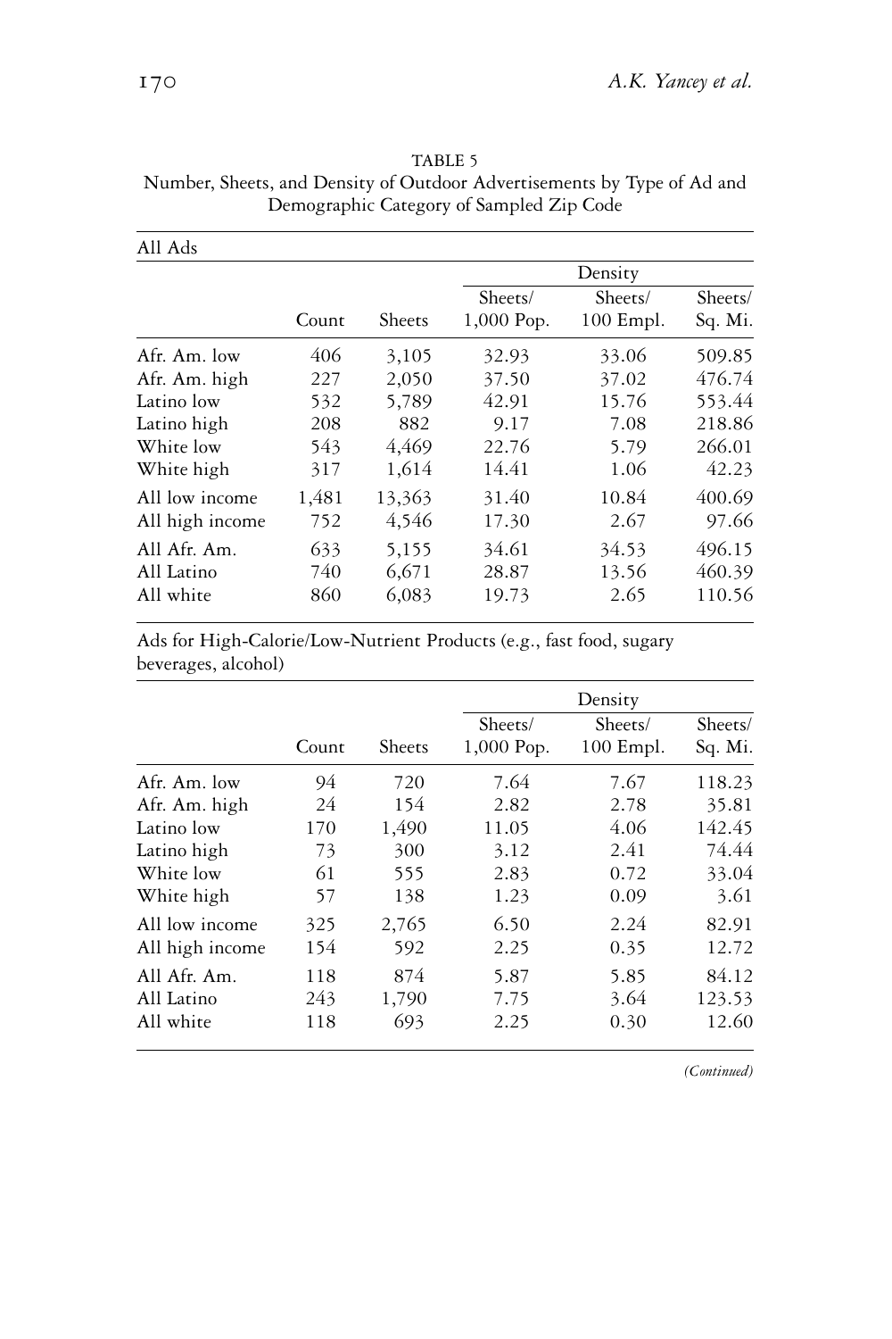TABLE 5
Number, Sheets, and Density of Outdoor Advertisements by Type of Ad and Demographic Category of Sampled Zip Code

All Ads

| | | | Density | | |
|---|---|---|---|---|---|
| | Count | Sheets | Sheets/ 1,000 Pop. | Sheets/ 100 Empl. | Sheets/ Sq. Mi. |
| Afr. Am. low | 406 | 3,105 | 32.93 | 33.06 | 509.85 |
| Afr. Am. high | 227 | 2,050 | 37.50 | 37.02 | 476.74 |
| Latino low | 532 | 5,789 | 42.91 | 15.76 | 553.44 |
| Latino high | 208 | 882 | 9.17 | 7.08 | 218.86 |
| White low | 543 | 4,469 | 22.76 | 5.79 | 266.01 |
| White high | 317 | 1,614 | 14.41 | 1.06 | 42.23 |
| All low income | 1,481 | 13,363 | 31.40 | 10.84 | 400.69 |
| All high income | 752 | 4,546 | 17.30 | 2.67 | 97.66 |
| All Afr. Am. | 633 | 5,155 | 34.61 | 34.53 | 496.15 |
| All Latino | 740 | 6,671 | 28.87 | 13.56 | 460.39 |
| All white | 860 | 6,083 | 19.73 | 2.65 | 110.56 |

Ads for High-Calorie/Low-Nutrient Products (e.g., fast food, sugary beverages, alcohol)

| | | | Density | | |
|---|---|---|---|---|---|
| | Count | Sheets | Sheets/ 1,000 Pop. | Sheets/ 100 Empl. | Sheets/ Sq. Mi. |
| Afr. Am. low | 94 | 720 | 7.64 | 7.67 | 118.23 |
| Afr. Am. high | 24 | 154 | 2.82 | 2.78 | 35.81 |
| Latino low | 170 | 1,490 | 11.05 | 4.06 | 142.45 |
| Latino high | 73 | 300 | 3.12 | 2.41 | 74.44 |
| White low | 61 | 555 | 2.83 | 0.72 | 33.04 |
| White high | 57 | 138 | 1.23 | 0.09 | 3.61 |
| All low income | 325 | 2,765 | 6.50 | 2.24 | 82.91 |
| All high income | 154 | 592 | 2.25 | 0.35 | 12.72 |
| All Afr. Am. | 118 | 874 | 5.87 | 5.85 | 84.12 |
| All Latino | 243 | 1,790 | 7.75 | 3.64 | 123.53 |
| All white | 118 | 693 | 2.25 | 0.30 | 12.60 |

*(Continued)*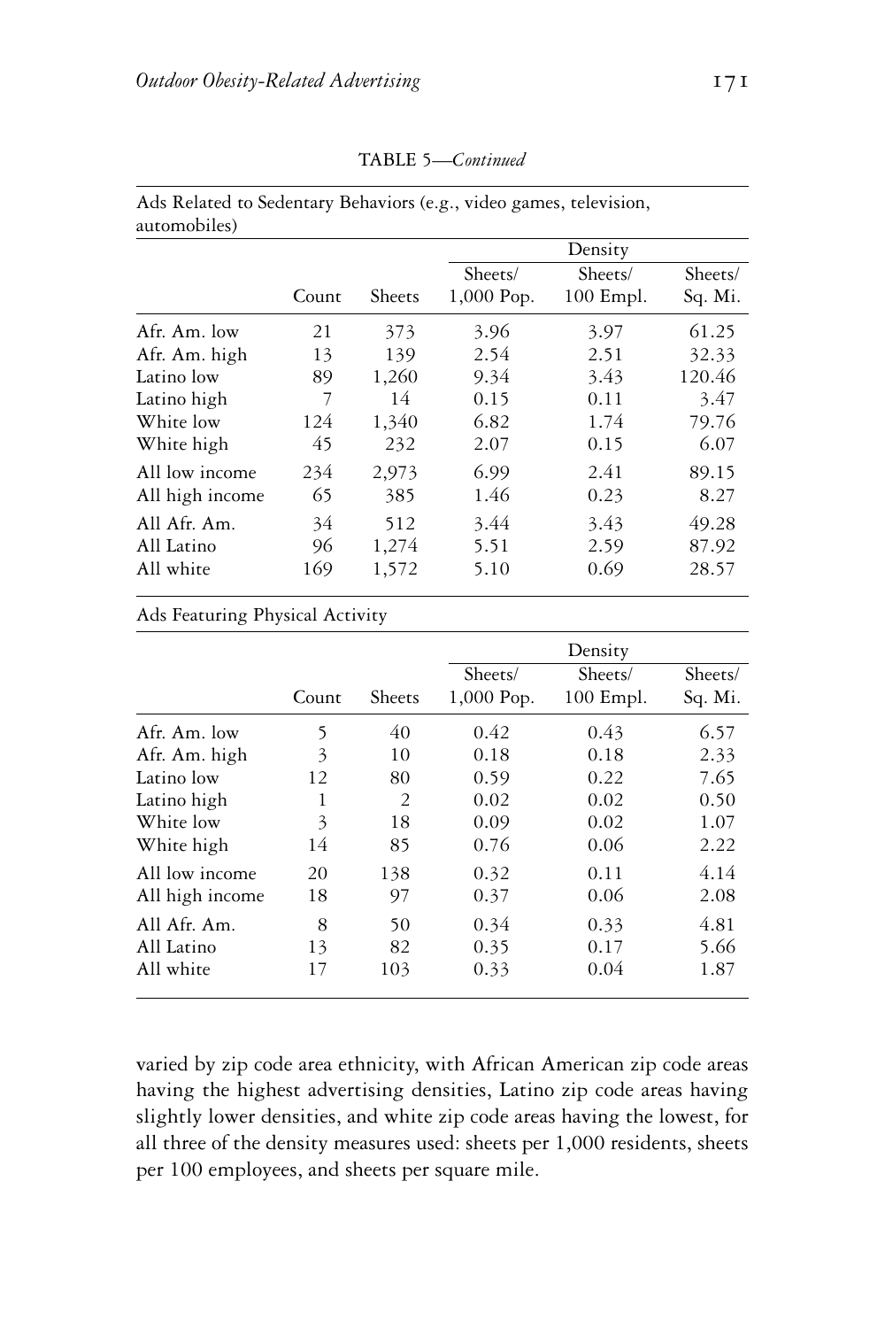TABLE 5—*Continued*

Ads Related to Sedentary Behaviors (e.g., video games, television, automobiles)

| | Count | Sheets | Density | | |
|---|---|---|---|---|---|
| | | | Sheets/ 1,000 Pop. | Sheets/ 100 Empl. | Sheets/ Sq. Mi. |
| Afr. Am. low | 21 | 373 | 3.96 | 3.97 | 61.25 |
| Afr. Am. high | 13 | 139 | 2.54 | 2.51 | 32.33 |
| Latino low | 89 | 1,260 | 9.34 | 3.43 | 120.46 |
| Latino high | 7 | 14 | 0.15 | 0.11 | 3.47 |
| White low | 124 | 1,340 | 6.82 | 1.74 | 79.76 |
| White high | 45 | 232 | 2.07 | 0.15 | 6.07 |
| All low income | 234 | 2,973 | 6.99 | 2.41 | 89.15 |
| All high income | 65 | 385 | 1.46 | 0.23 | 8.27 |
| All Afr. Am. | 34 | 512 | 3.44 | 3.43 | 49.28 |
| All Latino | 96 | 1,274 | 5.51 | 2.59 | 87.92 |
| All white | 169 | 1,572 | 5.10 | 0.69 | 28.57 |

Ads Featuring Physical Activity

| | Count | Sheets | Density | | |
|---|---|---|---|---|---|
| | | | Sheets/ 1,000 Pop. | Sheets/ 100 Empl. | Sheets/ Sq. Mi. |
| Afr. Am. low | 5 | 40 | 0.42 | 0.43 | 6.57 |
| Afr. Am. high | 3 | 10 | 0.18 | 0.18 | 2.33 |
| Latino low | 12 | 80 | 0.59 | 0.22 | 7.65 |
| Latino high | 1 | 2 | 0.02 | 0.02 | 0.50 |
| White low | 3 | 18 | 0.09 | 0.02 | 1.07 |
| White high | 14 | 85 | 0.76 | 0.06 | 2.22 |
| All low income | 20 | 138 | 0.32 | 0.11 | 4.14 |
| All high income | 18 | 97 | 0.37 | 0.06 | 2.08 |
| All Afr. Am. | 8 | 50 | 0.34 | 0.33 | 4.81 |
| All Latino | 13 | 82 | 0.35 | 0.17 | 5.66 |
| All white | 17 | 103 | 0.33 | 0.04 | 1.87 |

varied by zip code area ethnicity, with African American zip code areas having the highest advertising densities, Latino zip code areas having slightly lower densities, and white zip code areas having the lowest, for all three of the density measures used: sheets per 1,000 residents, sheets per 100 employees, and sheets per square mile.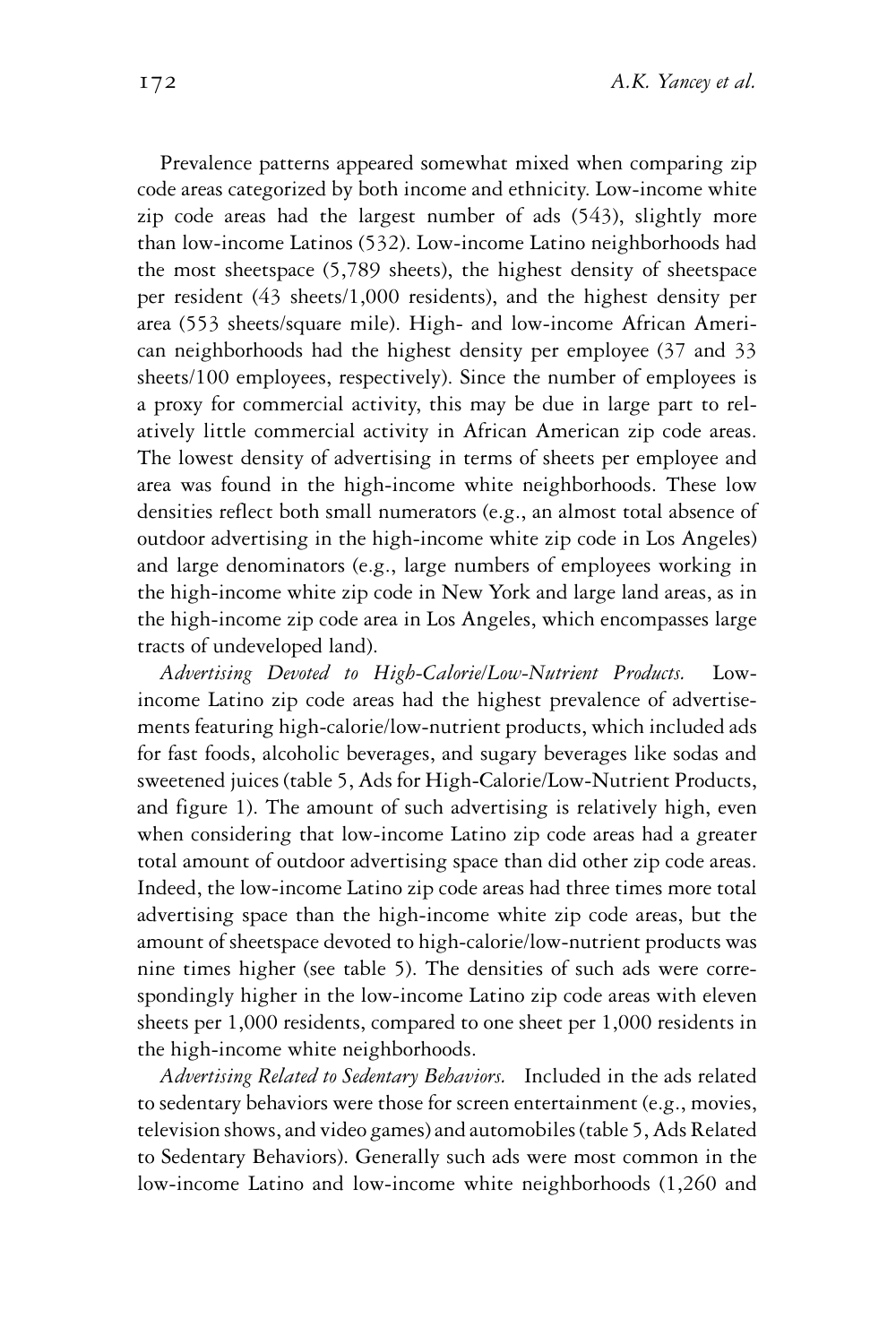Prevalence patterns appeared somewhat mixed when comparing zip code areas categorized by both income and ethnicity. Low-income white zip code areas had the largest number of ads (543), slightly more than low-income Latinos (532). Low-income Latino neighborhoods had the most sheetspace (5,789 sheets), the highest density of sheetspace per resident (43 sheets/1,000 residents), and the highest density per area (553 sheets/square mile). High- and low-income African American neighborhoods had the highest density per employee (37 and 33 sheets/100 employees, respectively). Since the number of employees is a proxy for commercial activity, this may be due in large part to relatively little commercial activity in African American zip code areas. The lowest density of advertising in terms of sheets per employee and area was found in the high-income white neighborhoods. These low densities reflect both small numerators (e.g., an almost total absence of outdoor advertising in the high-income white zip code in Los Angeles) and large denominators (e.g., large numbers of employees working in the high-income white zip code in New York and large land areas, as in the high-income zip code area in Los Angeles, which encompasses large tracts of undeveloped land).

*Advertising Devoted to High-Calorie/Low-Nutrient Products.* Low-income Latino zip code areas had the highest prevalence of advertisements featuring high-calorie/low-nutrient products, which included ads for fast foods, alcoholic beverages, and sugary beverages like sodas and sweetened juices (table 5, Ads for High-Calorie/Low-Nutrient Products, and figure 1). The amount of such advertising is relatively high, even when considering that low-income Latino zip code areas had a greater total amount of outdoor advertising space than did other zip code areas. Indeed, the low-income Latino zip code areas had three times more total advertising space than the high-income white zip code areas, but the amount of sheetspace devoted to high-calorie/low-nutrient products was nine times higher (see table 5). The densities of such ads were correspondingly higher in the low-income Latino zip code areas with eleven sheets per 1,000 residents, compared to one sheet per 1,000 residents in the high-income white neighborhoods.

*Advertising Related to Sedentary Behaviors.* Included in the ads related to sedentary behaviors were those for screen entertainment (e.g., movies, television shows, and video games) and automobiles (table 5, Ads Related to Sedentary Behaviors). Generally such ads were most common in the low-income Latino and low-income white neighborhoods (1,260 and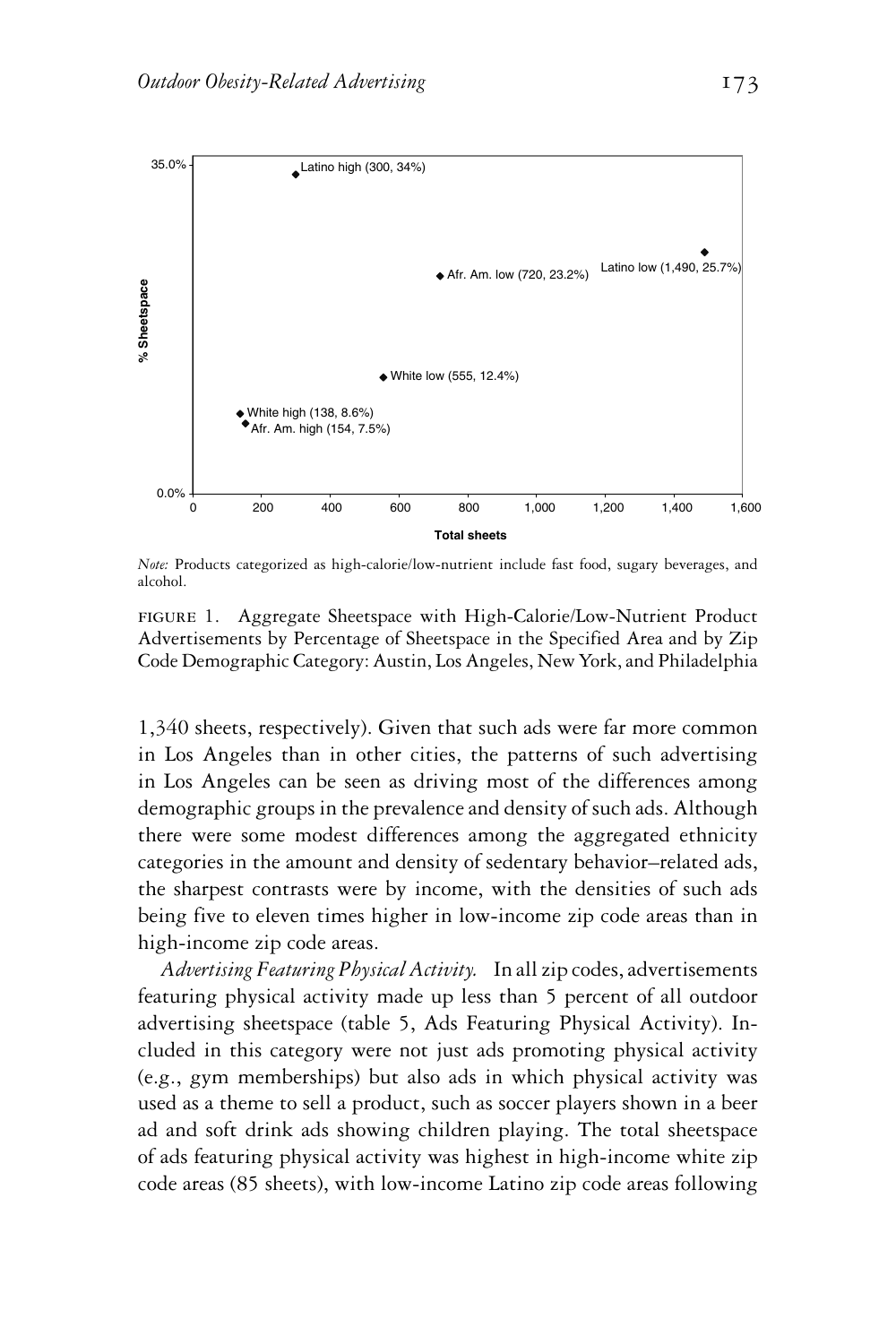FIGURE 1. Aggregate Sheetspace with High-Calorie/Low-Nutrient Product Advertisements by Percentage of Sheetspace in the Specified Area and by Zip Code Demographic Category: Austin, Los Angeles, New York, and Philadelphia

*Note:* Products categorized as high-calorie/low-nutrient include fast food, sugary beverages, and alcohol.

1,340 sheets, respectively). Given that such ads were far more common in Los Angeles than in other cities, the patterns of such advertising in Los Angeles can be seen as driving most of the differences among demographic groups in the prevalence and density of such ads. Although there were some modest differences among the aggregated ethnicity categories in the amount and density of sedentary behavior–related ads, the sharpest contrasts were by income, with the densities of such ads being five to eleven times higher in low-income zip code areas than in high-income zip code areas.

*Advertising Featuring Physical Activity.* In all zip codes, advertisements featuring physical activity made up less than 5 percent of all outdoor advertising sheetspace (table 5, Ads Featuring Physical Activity). Included in this category were not just ads promoting physical activity (e.g., gym memberships) but also ads in which physical activity was used as a theme to sell a product, such as soccer players shown in a beer ad and soft drink ads showing children playing. The total sheetspace of ads featuring physical activity was highest in high-income white zip code areas (85 sheets), with low-income Latino zip code areas following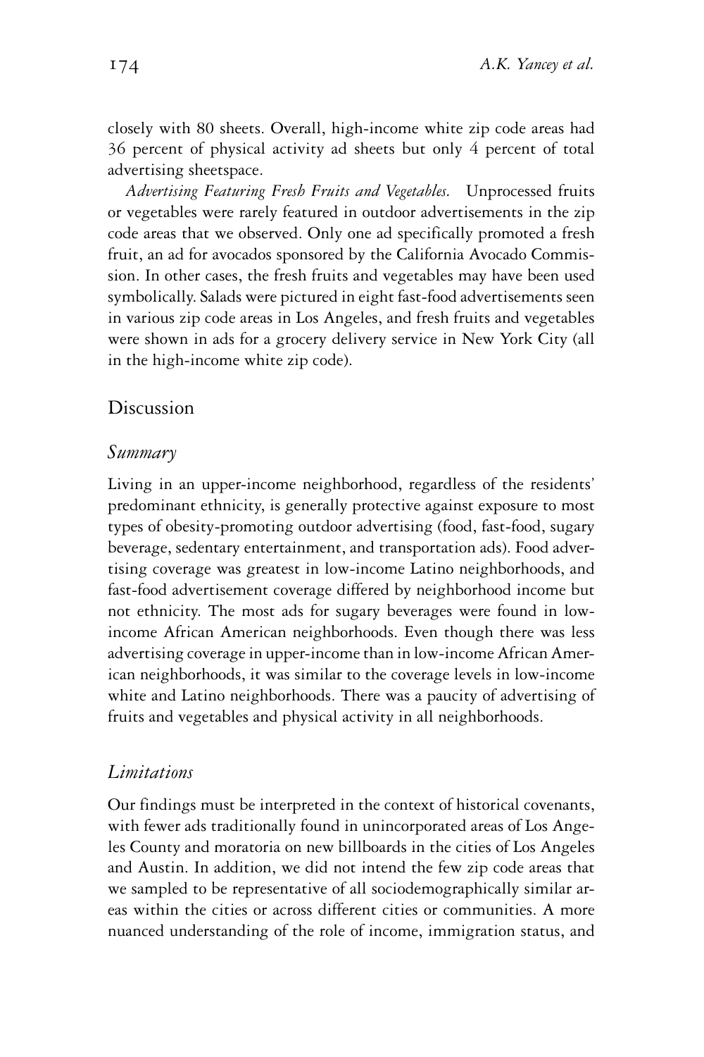closely with 80 sheets. Overall, high-income white zip code areas had 36 percent of physical activity ad sheets but only 4 percent of total advertising sheetspace.

*Advertising Featuring Fresh Fruits and Vegetables.* Unprocessed fruits or vegetables were rarely featured in outdoor advertisements in the zip code areas that we observed. Only one ad specifically promoted a fresh fruit, an ad for avocados sponsored by the California Avocado Commission. In other cases, the fresh fruits and vegetables may have been used symbolically. Salads were pictured in eight fast-food advertisements seen in various zip code areas in Los Angeles, and fresh fruits and vegetables were shown in ads for a grocery delivery service in New York City (all in the high-income white zip code).

## Discussion

### *Summary*

Living in an upper-income neighborhood, regardless of the residents' predominant ethnicity, is generally protective against exposure to most types of obesity-promoting outdoor advertising (food, fast-food, sugary beverage, sedentary entertainment, and transportation ads). Food advertising coverage was greatest in low-income Latino neighborhoods, and fast-food advertisement coverage differed by neighborhood income but not ethnicity. The most ads for sugary beverages were found in low-income African American neighborhoods. Even though there was less advertising coverage in upper-income than in low-income African American neighborhoods, it was similar to the coverage levels in low-income white and Latino neighborhoods. There was a paucity of advertising of fruits and vegetables and physical activity in all neighborhoods.

### *Limitations*

Our findings must be interpreted in the context of historical covenants, with fewer ads traditionally found in unincorporated areas of Los Angeles County and moratoria on new billboards in the cities of Los Angeles and Austin. In addition, we did not intend the few zip code areas that we sampled to be representative of all sociodemographically similar areas within the cities or across different cities or communities. A more nuanced understanding of the role of income, immigration status, and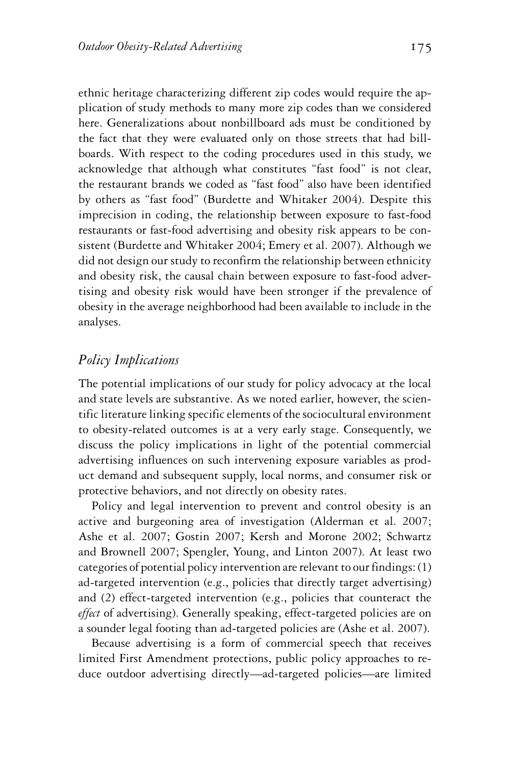ethnic heritage characterizing different zip codes would require the application of study methods to many more zip codes than we considered here. Generalizations about nonbillboard ads must be conditioned by the fact that they were evaluated only on those streets that had billboards. With respect to the coding procedures used in this study, we acknowledge that although what constitutes "fast food" is not clear, the restaurant brands we coded as "fast food" also have been identified by others as "fast food" (Burdette and Whitaker 2004). Despite this imprecision in coding, the relationship between exposure to fast-food restaurants or fast-food advertising and obesity risk appears to be consistent (Burdette and Whitaker 2004; Emery et al. 2007). Although we did not design our study to reconfirm the relationship between ethnicity and obesity risk, the causal chain between exposure to fast-food advertising and obesity risk would have been stronger if the prevalence of obesity in the average neighborhood had been available to include in the analyses.

## *Policy Implications*

The potential implications of our study for policy advocacy at the local and state levels are substantive. As we noted earlier, however, the scientific literature linking specific elements of the sociocultural environment to obesity-related outcomes is at a very early stage. Consequently, we discuss the policy implications in light of the potential commercial advertising influences on such intervening exposure variables as product demand and subsequent supply, local norms, and consumer risk or protective behaviors, and not directly on obesity rates.

Policy and legal intervention to prevent and control obesity is an active and burgeoning area of investigation (Alderman et al. 2007; Ashe et al. 2007; Gostin 2007; Kersh and Morone 2002; Schwartz and Brownell 2007; Spengler, Young, and Linton 2007). At least two categories of potential policy intervention are relevant to our findings: (1) ad-targeted intervention (e.g., policies that directly target advertising) and (2) effect-targeted intervention (e.g., policies that counteract the *effect* of advertising). Generally speaking, effect-targeted policies are on a sounder legal footing than ad-targeted policies are (Ashe et al. 2007).

Because advertising is a form of commercial speech that receives limited First Amendment protections, public policy approaches to reduce outdoor advertising directly—ad-targeted policies—are limited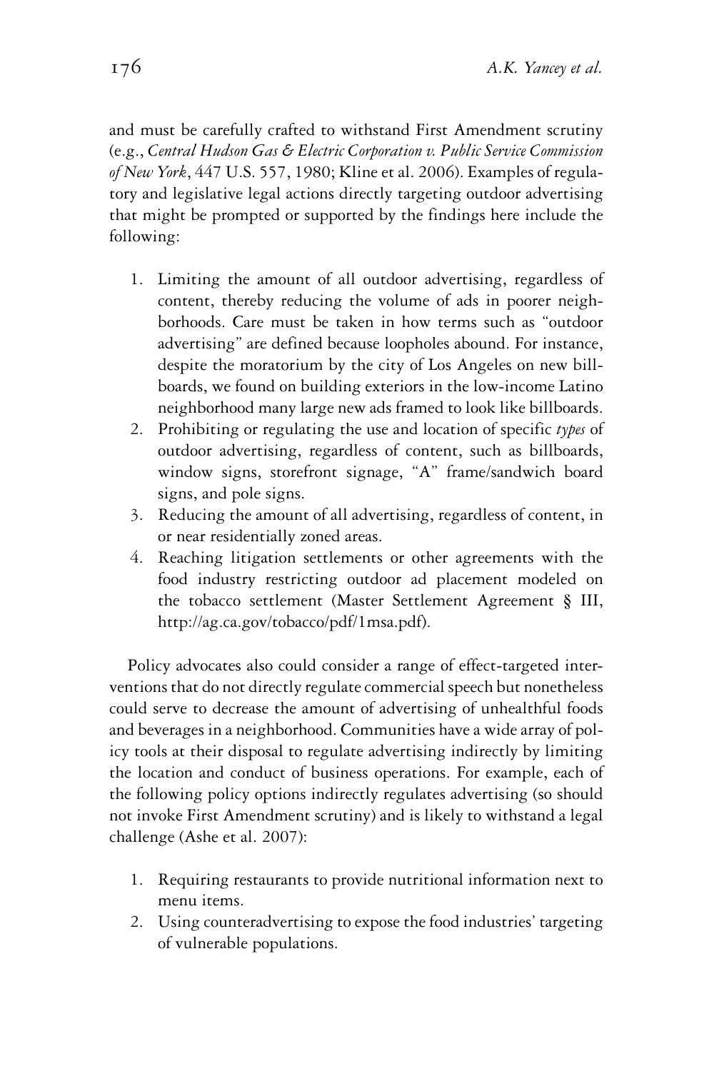and must be carefully crafted to withstand First Amendment scrutiny (e.g., *Central Hudson Gas & Electric Corporation v. Public Service Commission of New York*, 447 U.S. 557, 1980; Kline et al. 2006). Examples of regulatory and legislative legal actions directly targeting outdoor advertising that might be prompted or supported by the findings here include the following:

1. Limiting the amount of all outdoor advertising, regardless of content, thereby reducing the volume of ads in poorer neighborhoods. Care must be taken in how terms such as "outdoor advertising" are defined because loopholes abound. For instance, despite the moratorium by the city of Los Angeles on new billboards, we found on building exteriors in the low-income Latino neighborhood many large new ads framed to look like billboards.
2. Prohibiting or regulating the use and location of specific *types* of outdoor advertising, regardless of content, such as billboards, window signs, storefront signage, "A" frame/sandwich board signs, and pole signs.
3. Reducing the amount of all advertising, regardless of content, in or near residentially zoned areas.
4. Reaching litigation settlements or other agreements with the food industry restricting outdoor ad placement modeled on the tobacco settlement (Master Settlement Agreement § III, http://ag.ca.gov/tobacco/pdf/1msa.pdf).

Policy advocates also could consider a range of effect-targeted interventions that do not directly regulate commercial speech but nonetheless could serve to decrease the amount of advertising of unhealthful foods and beverages in a neighborhood. Communities have a wide array of policy tools at their disposal to regulate advertising indirectly by limiting the location and conduct of business operations. For example, each of the following policy options indirectly regulates advertising (so should not invoke First Amendment scrutiny) and is likely to withstand a legal challenge (Ashe et al. 2007):

1. Requiring restaurants to provide nutritional information next to menu items.
2. Using counteradvertising to expose the food industries' targeting of vulnerable populations.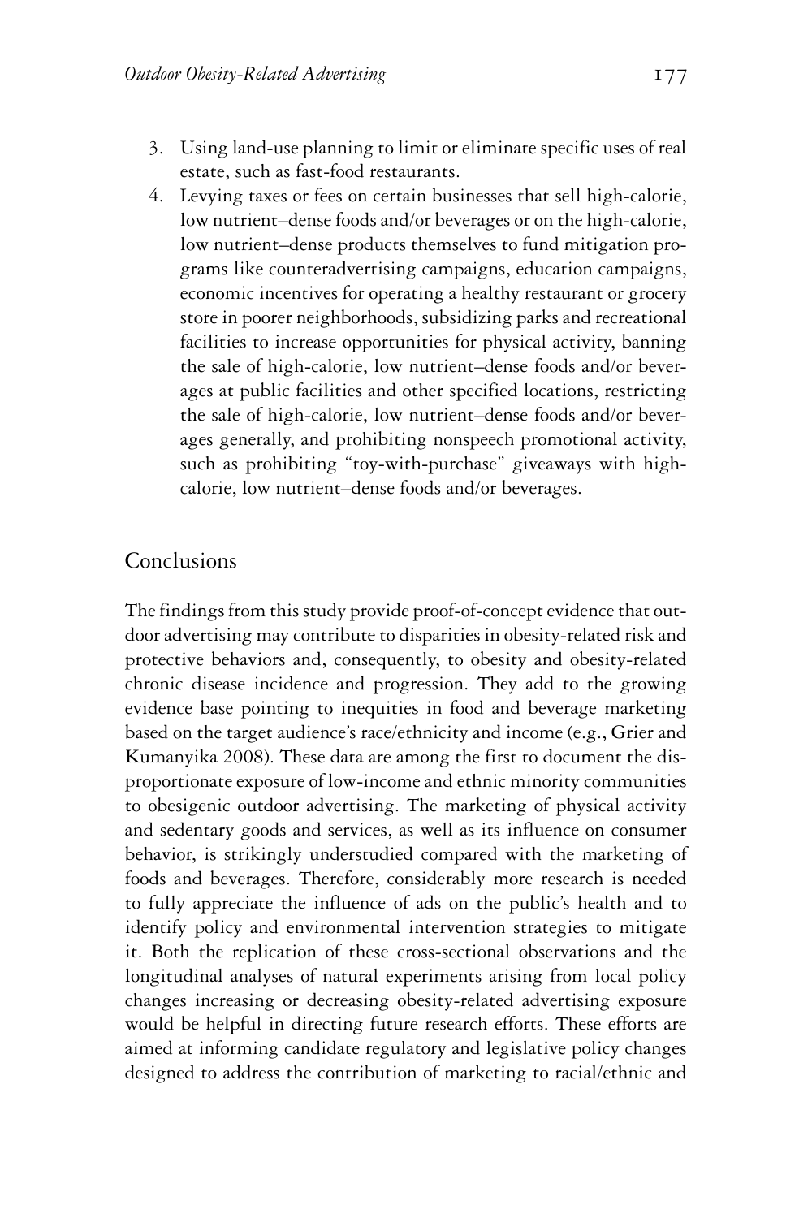3. Using land-use planning to limit or eliminate specific uses of real estate, such as fast-food restaurants.
4. Levying taxes or fees on certain businesses that sell high-calorie, low nutrient–dense foods and/or beverages or on the high-calorie, low nutrient–dense products themselves to fund mitigation programs like counteradvertising campaigns, education campaigns, economic incentives for operating a healthy restaurant or grocery store in poorer neighborhoods, subsidizing parks and recreational facilities to increase opportunities for physical activity, banning the sale of high-calorie, low nutrient–dense foods and/or beverages at public facilities and other specified locations, restricting the sale of high-calorie, low nutrient–dense foods and/or beverages generally, and prohibiting nonspeech promotional activity, such as prohibiting "toy-with-purchase" giveaways with high-calorie, low nutrient–dense foods and/or beverages.

## Conclusions

The findings from this study provide proof-of-concept evidence that outdoor advertising may contribute to disparities in obesity-related risk and protective behaviors and, consequently, to obesity and obesity-related chronic disease incidence and progression. They add to the growing evidence base pointing to inequities in food and beverage marketing based on the target audience's race/ethnicity and income (e.g., Grier and Kumanyika 2008). These data are among the first to document the disproportionate exposure of low-income and ethnic minority communities to obesigenic outdoor advertising. The marketing of physical activity and sedentary goods and services, as well as its influence on consumer behavior, is strikingly understudied compared with the marketing of foods and beverages. Therefore, considerably more research is needed to fully appreciate the influence of ads on the public's health and to identify policy and environmental intervention strategies to mitigate it. Both the replication of these cross-sectional observations and the longitudinal analyses of natural experiments arising from local policy changes increasing or decreasing obesity-related advertising exposure would be helpful in directing future research efforts. These efforts are aimed at informing candidate regulatory and legislative policy changes designed to address the contribution of marketing to racial/ethnic and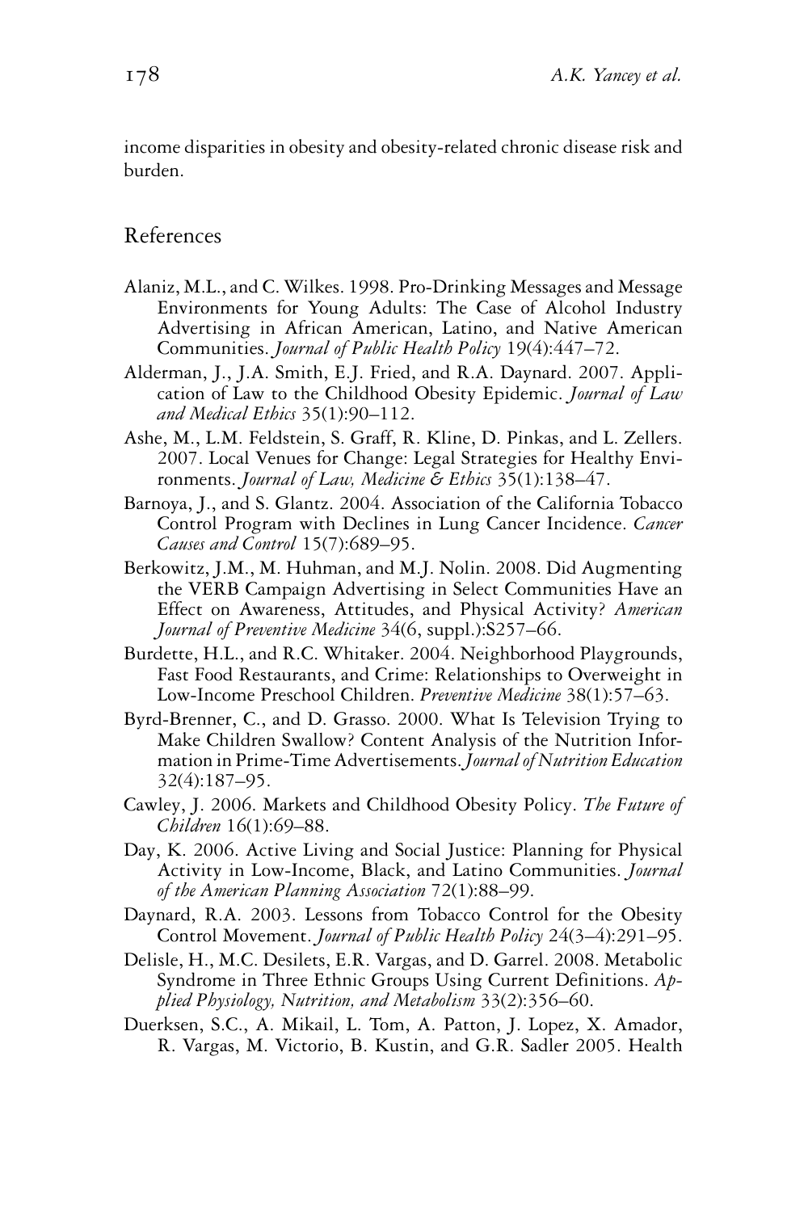income disparities in obesity and obesity-related chronic disease risk and burden.

## References

Alaniz, M.L., and C. Wilkes. 1998. Pro-Drinking Messages and Message Environments for Young Adults: The Case of Alcohol Industry Advertising in African American, Latino, and Native American Communities. *Journal of Public Health Policy* 19(4):447–72.

Alderman, J., J.A. Smith, E.J. Fried, and R.A. Daynard. 2007. Application of Law to the Childhood Obesity Epidemic. *Journal of Law and Medical Ethics* 35(1):90–112.

Ashe, M., L.M. Feldstein, S. Graff, R. Kline, D. Pinkas, and L. Zellers. 2007. Local Venues for Change: Legal Strategies for Healthy Environments. *Journal of Law, Medicine & Ethics* 35(1):138–47.

Barnoya, J., and S. Glantz. 2004. Association of the California Tobacco Control Program with Declines in Lung Cancer Incidence. *Cancer Causes and Control* 15(7):689–95.

Berkowitz, J.M., M. Huhman, and M.J. Nolin. 2008. Did Augmenting the VERB Campaign Advertising in Select Communities Have an Effect on Awareness, Attitudes, and Physical Activity? *American Journal of Preventive Medicine* 34(6, suppl.):S257–66.

Burdette, H.L., and R.C. Whitaker. 2004. Neighborhood Playgrounds, Fast Food Restaurants, and Crime: Relationships to Overweight in Low-Income Preschool Children. *Preventive Medicine* 38(1):57–63.

Byrd-Brenner, C., and D. Grasso. 2000. What Is Television Trying to Make Children Swallow? Content Analysis of the Nutrition Information in Prime-Time Advertisements. *Journal of Nutrition Education* 32(4):187–95.

Cawley, J. 2006. Markets and Childhood Obesity Policy. *The Future of Children* 16(1):69–88.

Day, K. 2006. Active Living and Social Justice: Planning for Physical Activity in Low-Income, Black, and Latino Communities. *Journal of the American Planning Association* 72(1):88–99.

Daynard, R.A. 2003. Lessons from Tobacco Control for the Obesity Control Movement. *Journal of Public Health Policy* 24(3–4):291–95.

Delisle, H., M.C. Desilets, E.R. Vargas, and D. Garrel. 2008. Metabolic Syndrome in Three Ethnic Groups Using Current Definitions. *Applied Physiology, Nutrition, and Metabolism* 33(2):356–60.

Duerksen, S.C., A. Mikail, L. Tom, A. Patton, J. Lopez, X. Amador, R. Vargas, M. Victorio, B. Kustin, and G.R. Sadler 2005. Health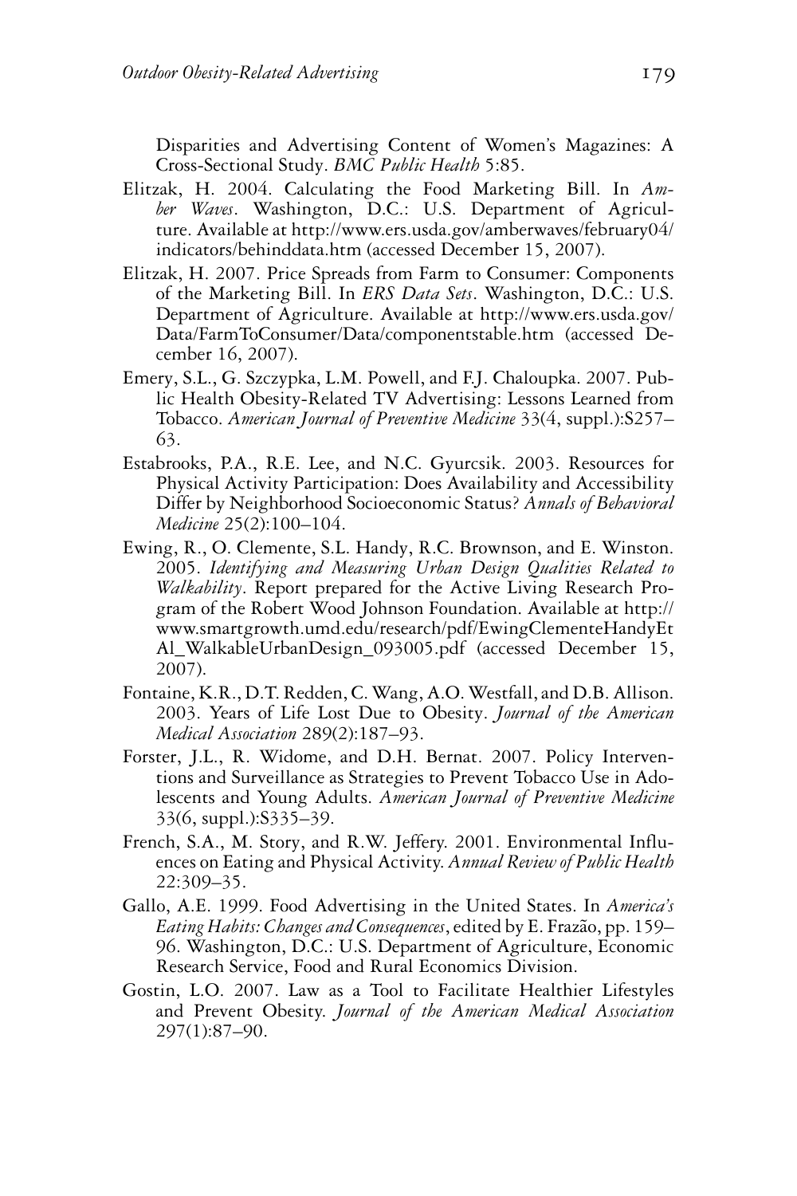Disparities and Advertising Content of Women's Magazines: A Cross-Sectional Study. *BMC Public Health* 5:85.

Elitzak, H. 2004. Calculating the Food Marketing Bill. In *Amber Waves*. Washington, D.C.: U.S. Department of Agriculture. Available at http://www.ers.usda.gov/amberwaves/february04/indicators/behinddata.htm (accessed December 15, 2007).

Elitzak, H. 2007. Price Spreads from Farm to Consumer: Components of the Marketing Bill. In *ERS Data Sets*. Washington, D.C.: U.S. Department of Agriculture. Available at http://www.ers.usda.gov/Data/FarmToConsumer/Data/componentstable.htm (accessed December 16, 2007).

Emery, S.L., G. Szczypka, L.M. Powell, and F.J. Chaloupka. 2007. Public Health Obesity-Related TV Advertising: Lessons Learned from Tobacco. *American Journal of Preventive Medicine* 33(4, suppl.):S257–63.

Estabrooks, P.A., R.E. Lee, and N.C. Gyurcsik. 2003. Resources for Physical Activity Participation: Does Availability and Accessibility Differ by Neighborhood Socioeconomic Status? *Annals of Behavioral Medicine* 25(2):100–104.

Ewing, R., O. Clemente, S.L. Handy, R.C. Brownson, and E. Winston. 2005. *Identifying and Measuring Urban Design Qualities Related to Walkability*. Report prepared for the Active Living Research Program of the Robert Wood Johnson Foundation. Available at http://www.smartgrowth.umd.edu/research/pdf/EwingClementeHandyEtAl_WalkableUrbanDesign_093005.pdf (accessed December 15, 2007).

Fontaine, K.R., D.T. Redden, C. Wang, A.O. Westfall, and D.B. Allison. 2003. Years of Life Lost Due to Obesity. *Journal of the American Medical Association* 289(2):187–93.

Forster, J.L., R. Widome, and D.H. Bernat. 2007. Policy Interventions and Surveillance as Strategies to Prevent Tobacco Use in Adolescents and Young Adults. *American Journal of Preventive Medicine* 33(6, suppl.):S335–39.

French, S.A., M. Story, and R.W. Jeffery. 2001. Environmental Influences on Eating and Physical Activity. *Annual Review of Public Health* 22:309–35.

Gallo, A.E. 1999. Food Advertising in the United States. In *America's Eating Habits: Changes and Consequences*, edited by E. Frazão, pp. 159–96. Washington, D.C.: U.S. Department of Agriculture, Economic Research Service, Food and Rural Economics Division.

Gostin, L.O. 2007. Law as a Tool to Facilitate Healthier Lifestyles and Prevent Obesity. *Journal of the American Medical Association* 297(1):87–90.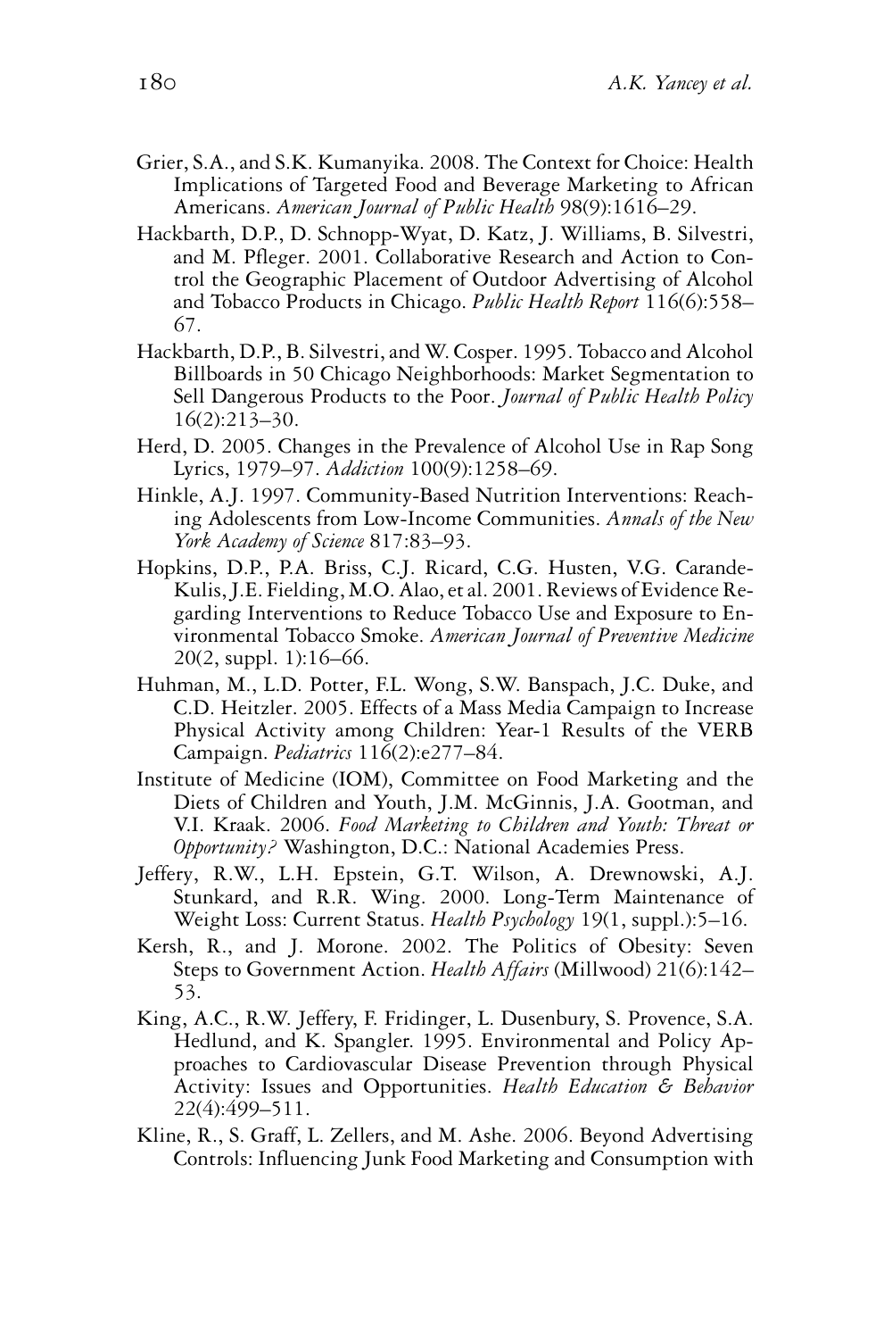Grier, S.A., and S.K. Kumanyika. 2008. The Context for Choice: Health Implications of Targeted Food and Beverage Marketing to African Americans. *American Journal of Public Health* 98(9):1616–29.

Hackbarth, D.P., D. Schnopp-Wyat, D. Katz, J. Williams, B. Silvestri, and M. Pfleger. 2001. Collaborative Research and Action to Control the Geographic Placement of Outdoor Advertising of Alcohol and Tobacco Products in Chicago. *Public Health Report* 116(6):558–67.

Hackbarth, D.P., B. Silvestri, and W. Cosper. 1995. Tobacco and Alcohol Billboards in 50 Chicago Neighborhoods: Market Segmentation to Sell Dangerous Products to the Poor. *Journal of Public Health Policy* 16(2):213–30.

Herd, D. 2005. Changes in the Prevalence of Alcohol Use in Rap Song Lyrics, 1979–97. *Addiction* 100(9):1258–69.

Hinkle, A.J. 1997. Community-Based Nutrition Interventions: Reaching Adolescents from Low-Income Communities. *Annals of the New York Academy of Science* 817:83–93.

Hopkins, D.P., P.A. Briss, C.J. Ricard, C.G. Husten, V.G. Carande-Kulis, J.E. Fielding, M.O. Alao, et al. 2001. Reviews of Evidence Regarding Interventions to Reduce Tobacco Use and Exposure to Environmental Tobacco Smoke. *American Journal of Preventive Medicine* 20(2, suppl. 1):16–66.

Huhman, M., L.D. Potter, F.L. Wong, S.W. Banspach, J.C. Duke, and C.D. Heitzler. 2005. Effects of a Mass Media Campaign to Increase Physical Activity among Children: Year-1 Results of the VERB Campaign. *Pediatrics* 116(2):e277–84.

Institute of Medicine (IOM), Committee on Food Marketing and the Diets of Children and Youth, J.M. McGinnis, J.A. Gootman, and V.I. Kraak. 2006. *Food Marketing to Children and Youth: Threat or Opportunity?* Washington, D.C.: National Academies Press.

Jeffery, R.W., L.H. Epstein, G.T. Wilson, A. Drewnowski, A.J. Stunkard, and R.R. Wing. 2000. Long-Term Maintenance of Weight Loss: Current Status. *Health Psychology* 19(1, suppl.):5–16.

Kersh, R., and J. Morone. 2002. The Politics of Obesity: Seven Steps to Government Action. *Health Affairs* (Millwood) 21(6):142–53.

King, A.C., R.W. Jeffery, F. Fridinger, L. Dusenbury, S. Provence, S.A. Hedlund, and K. Spangler. 1995. Environmental and Policy Approaches to Cardiovascular Disease Prevention through Physical Activity: Issues and Opportunities. *Health Education & Behavior* 22(4):499–511.

Kline, R., S. Graff, L. Zellers, and M. Ashe. 2006. Beyond Advertising Controls: Influencing Junk Food Marketing and Consumption with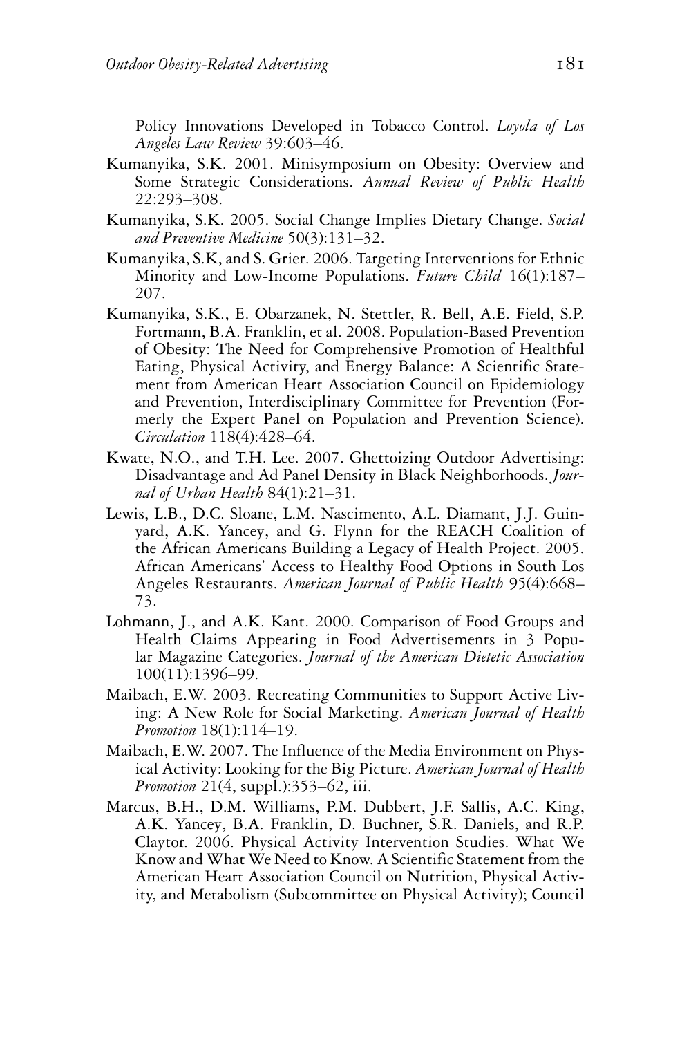Policy Innovations Developed in Tobacco Control. *Loyola of Los Angeles Law Review* 39:603–46.

Kumanyika, S.K. 2001. Minisymposium on Obesity: Overview and Some Strategic Considerations. *Annual Review of Public Health* 22:293–308.

Kumanyika, S.K. 2005. Social Change Implies Dietary Change. *Social and Preventive Medicine* 50(3):131–32.

Kumanyika, S.K, and S. Grier. 2006. Targeting Interventions for Ethnic Minority and Low-Income Populations. *Future Child* 16(1):187–207.

Kumanyika, S.K., E. Obarzanek, N. Stettler, R. Bell, A.E. Field, S.P. Fortmann, B.A. Franklin, et al. 2008. Population-Based Prevention of Obesity: The Need for Comprehensive Promotion of Healthful Eating, Physical Activity, and Energy Balance: A Scientific Statement from American Heart Association Council on Epidemiology and Prevention, Interdisciplinary Committee for Prevention (Formerly the Expert Panel on Population and Prevention Science). *Circulation* 118(4):428–64.

Kwate, N.O., and T.H. Lee. 2007. Ghettoizing Outdoor Advertising: Disadvantage and Ad Panel Density in Black Neighborhoods. *Journal of Urban Health* 84(1):21–31.

Lewis, L.B., D.C. Sloane, L.M. Nascimento, A.L. Diamant, J.J. Guinyard, A.K. Yancey, and G. Flynn for the REACH Coalition of the African Americans Building a Legacy of Health Project. 2005. African Americans' Access to Healthy Food Options in South Los Angeles Restaurants. *American Journal of Public Health* 95(4):668–73.

Lohmann, J., and A.K. Kant. 2000. Comparison of Food Groups and Health Claims Appearing in Food Advertisements in 3 Popular Magazine Categories. *Journal of the American Dietetic Association* 100(11):1396–99.

Maibach, E.W. 2003. Recreating Communities to Support Active Living: A New Role for Social Marketing. *American Journal of Health Promotion* 18(1):114–19.

Maibach, E.W. 2007. The Influence of the Media Environment on Physical Activity: Looking for the Big Picture. *American Journal of Health Promotion* 21(4, suppl.):353–62, iii.

Marcus, B.H., D.M. Williams, P.M. Dubbert, J.F. Sallis, A.C. King, A.K. Yancey, B.A. Franklin, D. Buchner, S.R. Daniels, and R.P. Claytor. 2006. Physical Activity Intervention Studies. What We Know and What We Need to Know. A Scientific Statement from the American Heart Association Council on Nutrition, Physical Activity, and Metabolism (Subcommittee on Physical Activity); Council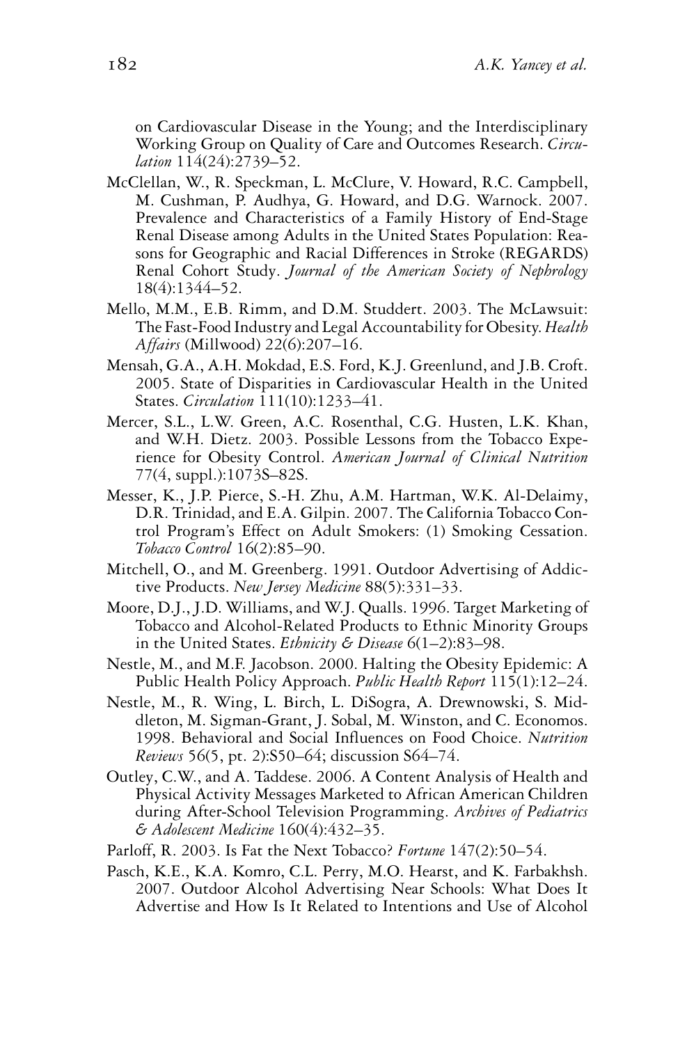on Cardiovascular Disease in the Young; and the Interdisciplinary Working Group on Quality of Care and Outcomes Research. *Circulation* 114(24):2739–52.

McClellan, W., R. Speckman, L. McClure, V. Howard, R.C. Campbell, M. Cushman, P. Audhya, G. Howard, and D.G. Warnock. 2007. Prevalence and Characteristics of a Family History of End-Stage Renal Disease among Adults in the United States Population: Reasons for Geographic and Racial Differences in Stroke (REGARDS) Renal Cohort Study. *Journal of the American Society of Nephrology* 18(4):1344–52.

Mello, M.M., E.B. Rimm, and D.M. Studdert. 2003. The McLawsuit: The Fast-Food Industry and Legal Accountability for Obesity. *Health Affairs* (Millwood) 22(6):207–16.

Mensah, G.A., A.H. Mokdad, E.S. Ford, K.J. Greenlund, and J.B. Croft. 2005. State of Disparities in Cardiovascular Health in the United States. *Circulation* 111(10):1233–41.

Mercer, S.L., L.W. Green, A.C. Rosenthal, C.G. Husten, L.K. Khan, and W.H. Dietz. 2003. Possible Lessons from the Tobacco Experience for Obesity Control. *American Journal of Clinical Nutrition* 77(4, suppl.):1073S–82S.

Messer, K., J.P. Pierce, S.-H. Zhu, A.M. Hartman, W.K. Al-Delaimy, D.R. Trinidad, and E.A. Gilpin. 2007. The California Tobacco Control Program's Effect on Adult Smokers: (1) Smoking Cessation. *Tobacco Control* 16(2):85–90.

Mitchell, O., and M. Greenberg. 1991. Outdoor Advertising of Addictive Products. *New Jersey Medicine* 88(5):331–33.

Moore, D.J., J.D. Williams, and W.J. Qualls. 1996. Target Marketing of Tobacco and Alcohol-Related Products to Ethnic Minority Groups in the United States. *Ethnicity & Disease* 6(1–2):83–98.

Nestle, M., and M.F. Jacobson. 2000. Halting the Obesity Epidemic: A Public Health Policy Approach. *Public Health Report* 115(1):12–24.

Nestle, M., R. Wing, L. Birch, L. DiSogra, A. Drewnowski, S. Middleton, M. Sigman-Grant, J. Sobal, M. Winston, and C. Economos. 1998. Behavioral and Social Influences on Food Choice. *Nutrition Reviews* 56(5, pt. 2):S50–64; discussion S64–74.

Outley, C.W., and A. Taddese. 2006. A Content Analysis of Health and Physical Activity Messages Marketed to African American Children during After-School Television Programming. *Archives of Pediatrics & Adolescent Medicine* 160(4):432–35.

Parloff, R. 2003. Is Fat the Next Tobacco? *Fortune* 147(2):50–54.

Pasch, K.E., K.A. Komro, C.L. Perry, M.O. Hearst, and K. Farbakhsh. 2007. Outdoor Alcohol Advertising Near Schools: What Does It Advertise and How Is It Related to Intentions and Use of Alcohol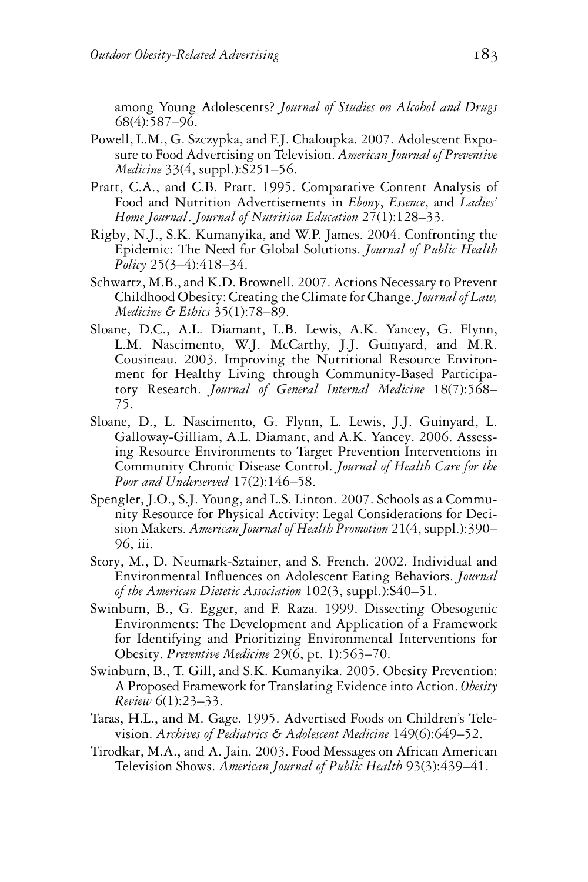among Young Adolescents? *Journal of Studies on Alcohol and Drugs* 68(4):587–96.

Powell, L.M., G. Szczypka, and F.J. Chaloupka. 2007. Adolescent Exposure to Food Advertising on Television. *American Journal of Preventive Medicine* 33(4, suppl.):S251–56.

Pratt, C.A., and C.B. Pratt. 1995. Comparative Content Analysis of Food and Nutrition Advertisements in *Ebony*, *Essence*, and *Ladies' Home Journal*. *Journal of Nutrition Education* 27(1):128–33.

Rigby, N.J., S.K. Kumanyika, and W.P. James. 2004. Confronting the Epidemic: The Need for Global Solutions. *Journal of Public Health Policy* 25(3–4):418–34.

Schwartz, M.B., and K.D. Brownell. 2007. Actions Necessary to Prevent Childhood Obesity: Creating the Climate for Change. *Journal of Law, Medicine & Ethics* 35(1):78–89.

Sloane, D.C., A.L. Diamant, L.B. Lewis, A.K. Yancey, G. Flynn, L.M. Nascimento, W.J. McCarthy, J.J. Guinyard, and M.R. Cousineau. 2003. Improving the Nutritional Resource Environment for Healthy Living through Community-Based Participatory Research. *Journal of General Internal Medicine* 18(7):568–75.

Sloane, D., L. Nascimento, G. Flynn, L. Lewis, J.J. Guinyard, L. Galloway-Gilliam, A.L. Diamant, and A.K. Yancey. 2006. Assessing Resource Environments to Target Prevention Interventions in Community Chronic Disease Control. *Journal of Health Care for the Poor and Underserved* 17(2):146–58.

Spengler, J.O., S.J. Young, and L.S. Linton. 2007. Schools as a Community Resource for Physical Activity: Legal Considerations for Decision Makers. *American Journal of Health Promotion* 21(4, suppl.):390–96, iii.

Story, M., D. Neumark-Sztainer, and S. French. 2002. Individual and Environmental Influences on Adolescent Eating Behaviors. *Journal of the American Dietetic Association* 102(3, suppl.):S40–51.

Swinburn, B., G. Egger, and F. Raza. 1999. Dissecting Obesogenic Environments: The Development and Application of a Framework for Identifying and Prioritizing Environmental Interventions for Obesity. *Preventive Medicine* 29(6, pt. 1):563–70.

Swinburn, B., T. Gill, and S.K. Kumanyika. 2005. Obesity Prevention: A Proposed Framework for Translating Evidence into Action. *Obesity Review* 6(1):23–33.

Taras, H.L., and M. Gage. 1995. Advertised Foods on Children's Television. *Archives of Pediatrics & Adolescent Medicine* 149(6):649–52.

Tirodkar, M.A., and A. Jain. 2003. Food Messages on African American Television Shows. *American Journal of Public Health* 93(3):439–41.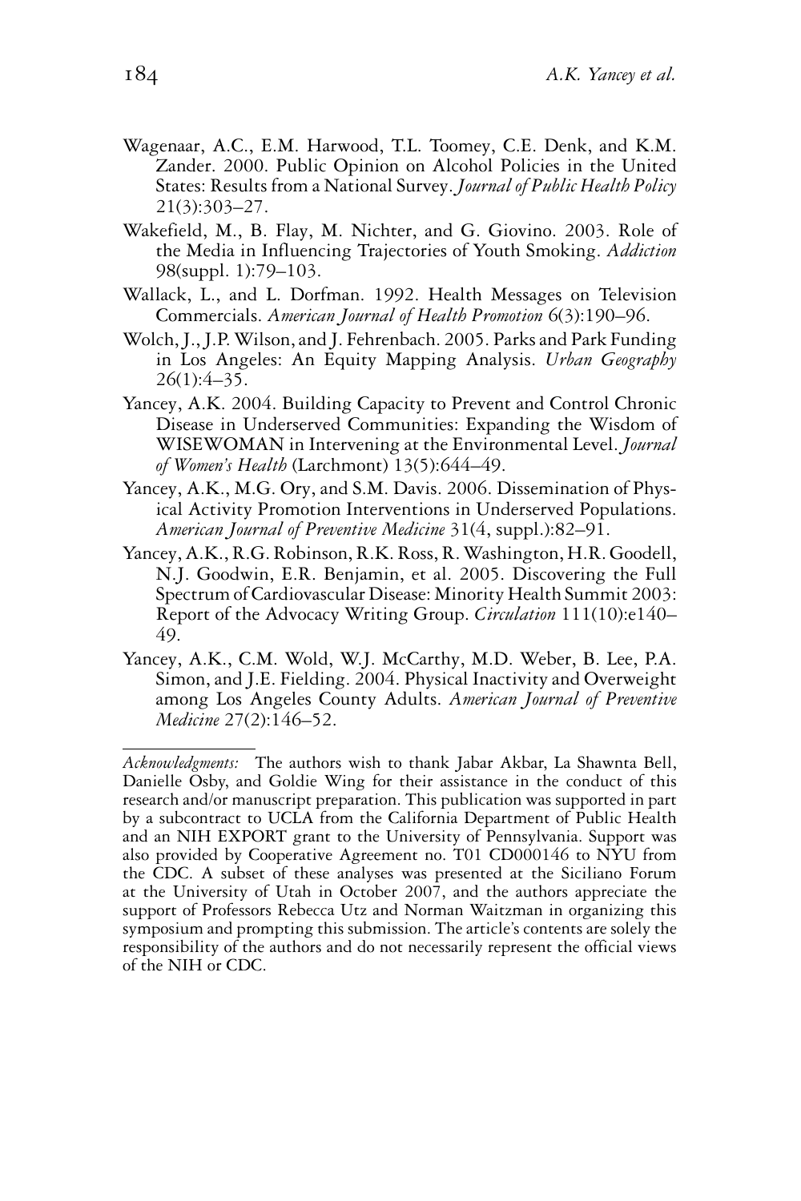Wagenaar, A.C., E.M. Harwood, T.L. Toomey, C.E. Denk, and K.M. Zander. 2000. Public Opinion on Alcohol Policies in the United States: Results from a National Survey. *Journal of Public Health Policy* 21(3):303–27.

Wakefield, M., B. Flay, M. Nichter, and G. Giovino. 2003. Role of the Media in Influencing Trajectories of Youth Smoking. *Addiction* 98(suppl. 1):79–103.

Wallack, L., and L. Dorfman. 1992. Health Messages on Television Commercials. *American Journal of Health Promotion* 6(3):190–96.

Wolch, J., J.P. Wilson, and J. Fehrenbach. 2005. Parks and Park Funding in Los Angeles: An Equity Mapping Analysis. *Urban Geography* 26(1):4–35.

Yancey, A.K. 2004. Building Capacity to Prevent and Control Chronic Disease in Underserved Communities: Expanding the Wisdom of WISEWOMAN in Intervening at the Environmental Level. *Journal of Women's Health* (Larchmont) 13(5):644–49.

Yancey, A.K., M.G. Ory, and S.M. Davis. 2006. Dissemination of Physical Activity Promotion Interventions in Underserved Populations. *American Journal of Preventive Medicine* 31(4, suppl.):82–91.

Yancey, A.K., R.G. Robinson, R.K. Ross, R. Washington, H.R. Goodell, N.J. Goodwin, E.R. Benjamin, et al. 2005. Discovering the Full Spectrum of Cardiovascular Disease: Minority Health Summit 2003: Report of the Advocacy Writing Group. *Circulation* 111(10):e140–49.

Yancey, A.K., C.M. Wold, W.J. McCarthy, M.D. Weber, B. Lee, P.A. Simon, and J.E. Fielding. 2004. Physical Inactivity and Overweight among Los Angeles County Adults. *American Journal of Preventive Medicine* 27(2):146–52.

---

*Acknowledgments:* The authors wish to thank Jabar Akbar, La Shawnta Bell, Danielle Osby, and Goldie Wing for their assistance in the conduct of this research and/or manuscript preparation. This publication was supported in part by a subcontract to UCLA from the California Department of Public Health and an NIH EXPORT grant to the University of Pennsylvania. Support was also provided by Cooperative Agreement no. T01 CD000146 to NYU from the CDC. A subset of these analyses was presented at the Siciliano Forum at the University of Utah in October 2007, and the authors appreciate the support of Professors Rebecca Utz and Norman Waitzman in organizing this symposium and prompting this submission. The article's contents are solely the responsibility of the authors and do not necessarily represent the official views of the NIH or CDC.